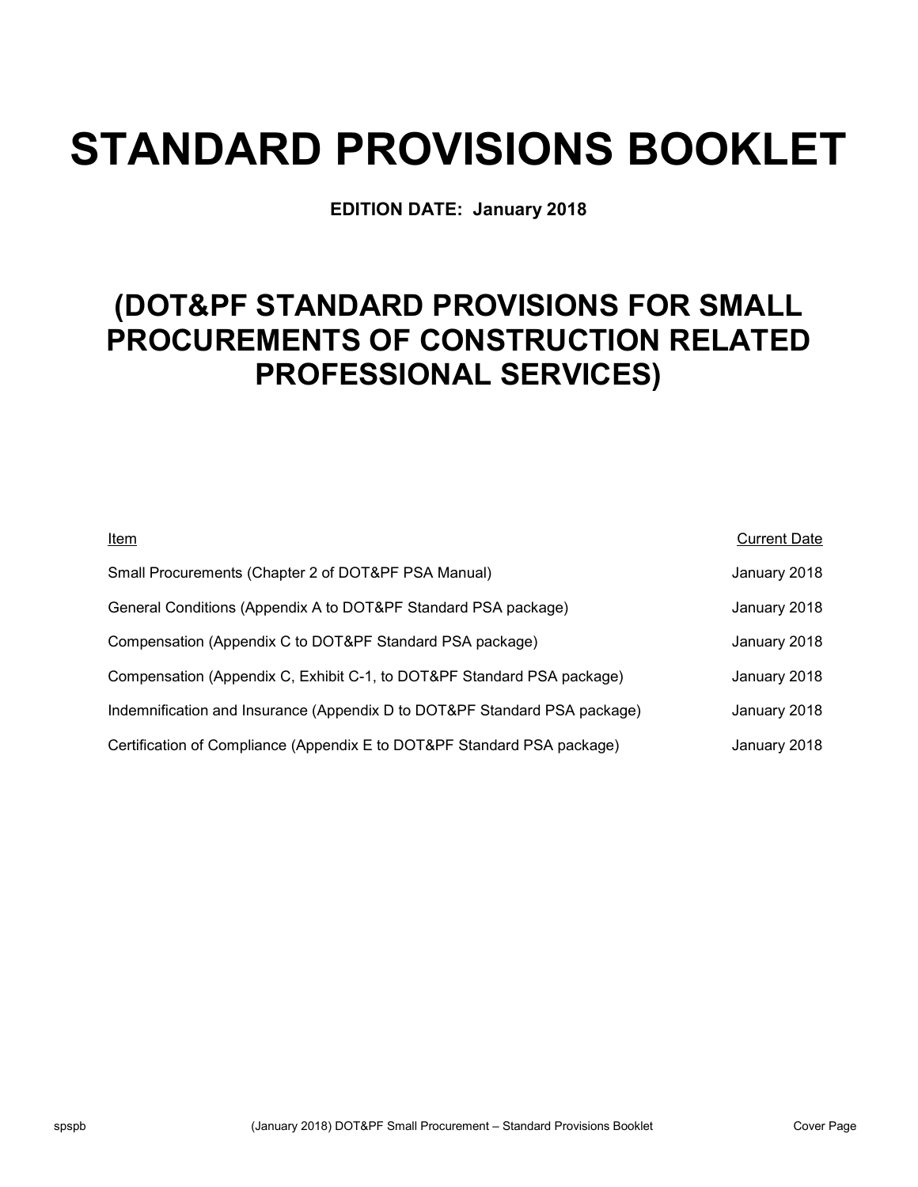# STANDARD PROVISIONS BOOKLET

**EDITION DATE: January 2018**

## (DOT&PF STANDARD PROVISIONS FOR SMALL PROCUREMENTS OF CONSTRUCTION RELATED PROFESSIONAL SERVICES)

| Item | Current Date |
|---|---|
| Small Procurements (Chapter 2 of DOT&PF PSA Manual) | January 2018 |
| General Conditions (Appendix A to DOT&PF Standard PSA package) | January 2018 |
| Compensation (Appendix C to DOT&PF Standard PSA package) | January 2018 |
| Compensation (Appendix C, Exhibit C-1, to DOT&PF Standard PSA package) | January 2018 |
| Indemnification and Insurance (Appendix D to DOT&PF Standard PSA package) | January 2018 |
| Certification of Compliance (Appendix E to DOT&PF Standard PSA package) | January 2018 |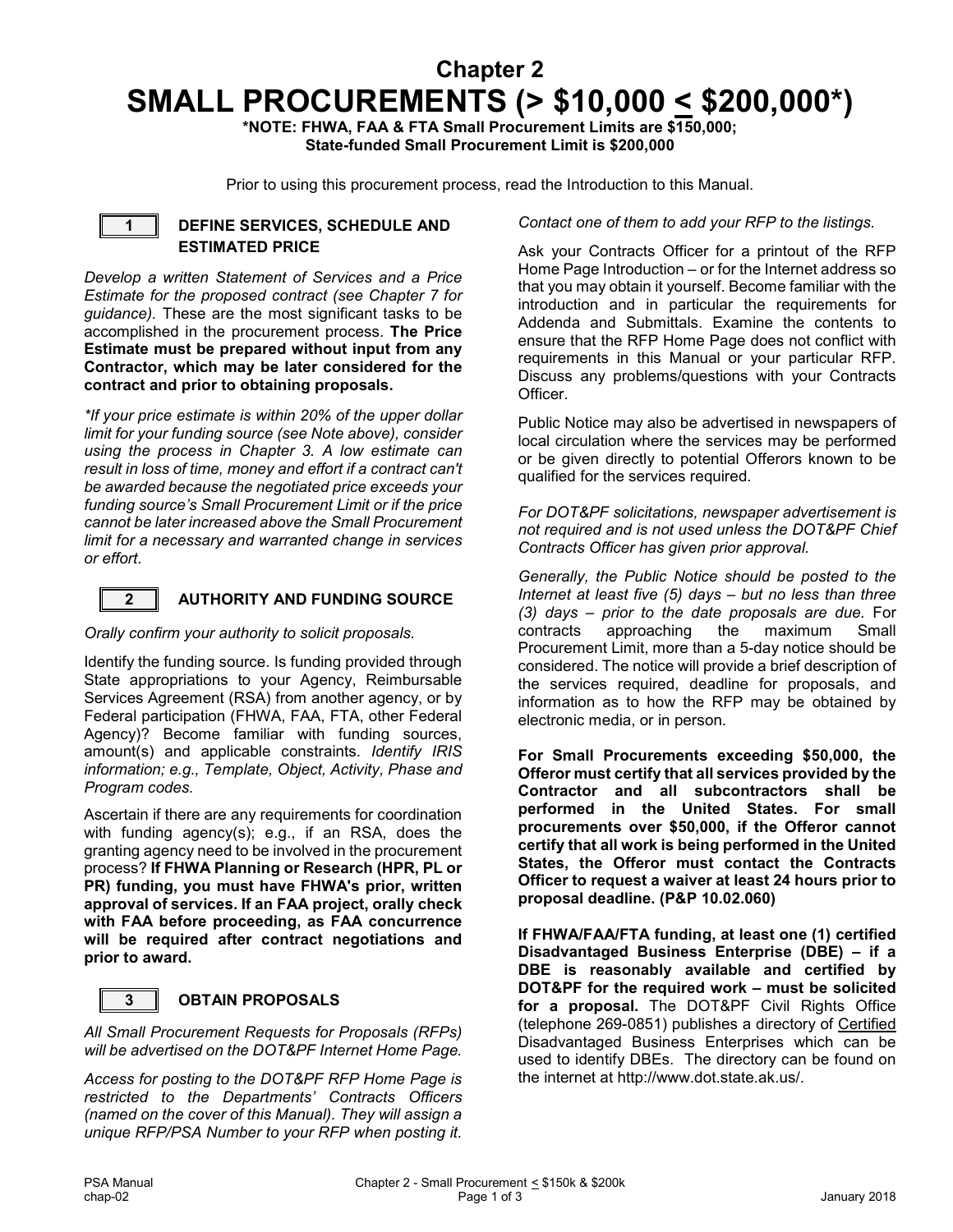# Chapter 2
# SMALL PROCUREMENTS (> $10,000 < $200,000*)

**\*NOTE: FHWA, FAA & FTA Small Procurement Limits are $150,000; State-funded Small Procurement Limit is $200,000**

Prior to using this procurement process, read the Introduction to this Manual.

## 1 DEFINE SERVICES, SCHEDULE AND ESTIMATED PRICE

*Develop a written Statement of Services and a Price Estimate for the proposed contract (see Chapter 7 for guidance).* These are the most significant tasks to be accomplished in the procurement process. **The Price Estimate must be prepared without input from any Contractor, which may be later considered for the contract and prior to obtaining proposals.**

*\*If your price estimate is within 20% of the upper dollar limit for your funding source (see Note above), consider using the process in Chapter 3. A low estimate can result in loss of time, money and effort if a contract can't be awarded because the negotiated price exceeds your funding source's Small Procurement Limit or if the price cannot be later increased above the Small Procurement limit for a necessary and warranted change in services or effort*.

## 2 AUTHORITY AND FUNDING SOURCE

*Orally confirm your authority to solicit proposals.*

Identify the funding source. Is funding provided through State appropriations to your Agency, Reimbursable Services Agreement (RSA) from another agency, or by Federal participation (FHWA, FAA, FTA, other Federal Agency)? Become familiar with funding sources, amount(s) and applicable constraints. *Identify IRIS information; e.g., Template, Object, Activity, Phase and Program codes.*

Ascertain if there are any requirements for coordination with funding agency(s); e.g., if an RSA, does the granting agency need to be involved in the procurement process? **If FHWA Planning or Research (HPR, PL or PR) funding, you must have FHWA's prior, written approval of services. If an FAA project, orally check with FAA before proceeding, as FAA concurrence will be required after contract negotiations and prior to award.**

## 3 OBTAIN PROPOSALS

*All Small Procurement Requests for Proposals (RFPs) will be advertised on the DOT&PF Internet Home Page.*

*Access for posting to the DOT&PF RFP Home Page is restricted to the Departments' Contracts Officers (named on the cover of this Manual). They will assign a unique RFP/PSA Number to your RFP when posting it. Contact one of them to add your RFP to the listings.*

Ask your Contracts Officer for a printout of the RFP Home Page Introduction – or for the Internet address so that you may obtain it yourself. Become familiar with the introduction and in particular the requirements for Addenda and Submittals. Examine the contents to ensure that the RFP Home Page does not conflict with requirements in this Manual or your particular RFP. Discuss any problems/questions with your Contracts Officer.

Public Notice may also be advertised in newspapers of local circulation where the services may be performed or be given directly to potential Offerors known to be qualified for the services required.

*For DOT&PF solicitations, newspaper advertisement is not required and is not used unless the DOT&PF Chief Contracts Officer has given prior approval.*

*Generally, the Public Notice should be posted to the Internet at least five (5) days – but no less than three (3) days – prior to the date proposals are due.* For contracts approaching the maximum Small Procurement Limit, more than a 5-day notice should be considered. The notice will provide a brief description of the services required, deadline for proposals, and information as to how the RFP may be obtained by electronic media, or in person.

**For Small Procurements exceeding $50,000, the Offeror must certify that all services provided by the Contractor and all subcontractors shall be performed in the United States. For small procurements over $50,000, if the Offeror cannot certify that all work is being performed in the United States, the Offeror must contact the Contracts Officer to request a waiver at least 24 hours prior to proposal deadline. (P&P 10.02.060)**

**If FHWA/FAA/FTA funding, at least one (1) certified Disadvantaged Business Enterprise (DBE) – if a DBE is reasonably available and certified by DOT&PF for the required work – must be solicited for a proposal.** The DOT&PF Civil Rights Office (telephone 269-0851) publishes a directory of Certified Disadvantaged Business Enterprises which can be used to identify DBEs. The directory can be found on the internet at http://www.dot.state.ak.us/.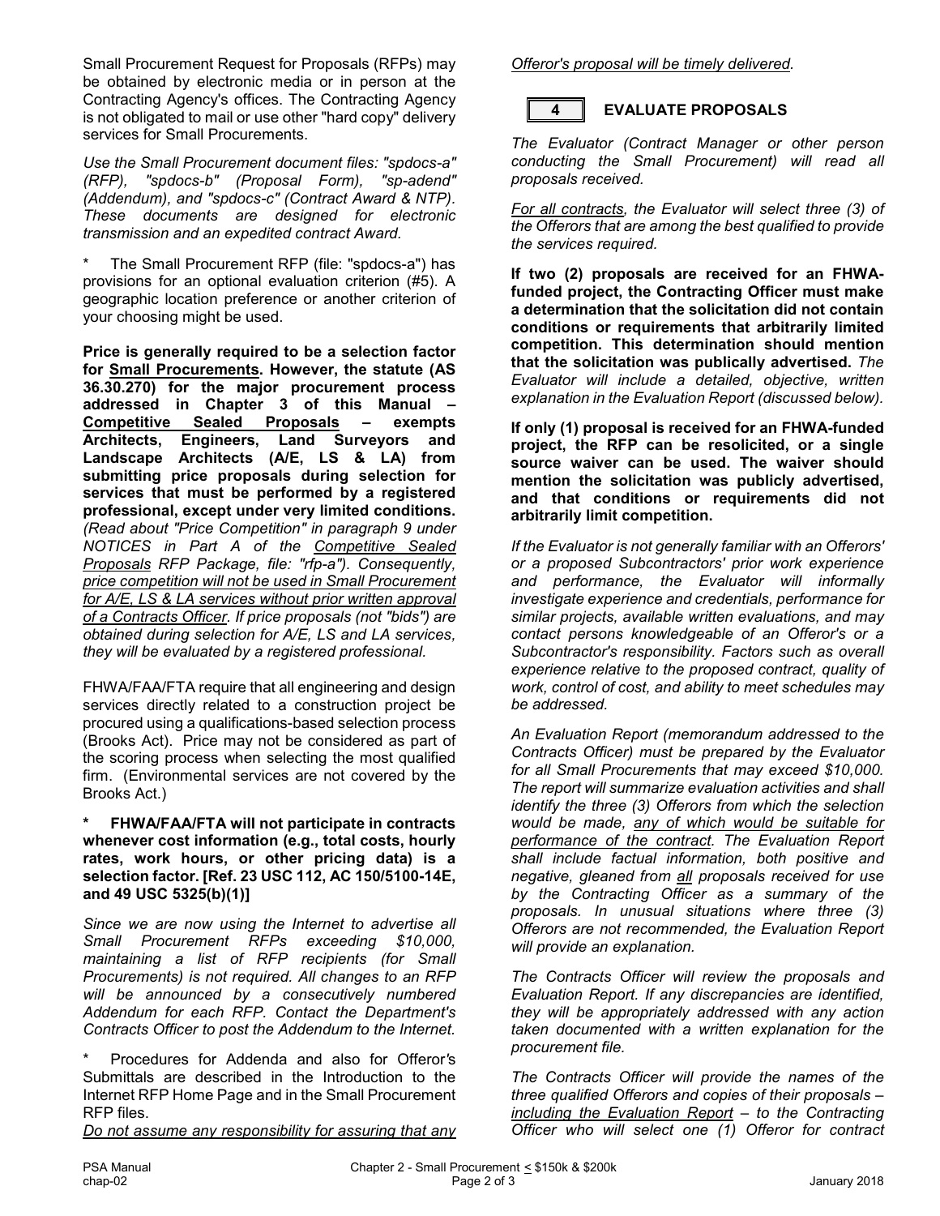Small Procurement Request for Proposals (RFPs) may be obtained by electronic media or in person at the Contracting Agency's offices. The Contracting Agency is not obligated to mail or use other "hard copy" delivery services for Small Procurements.

*Use the Small Procurement document files: "spdocs-a" (RFP), "spdocs-b" (Proposal Form), "sp-adend" (Addendum), and "spdocs-c" (Contract Award & NTP). These documents are designed for electronic transmission and an expedited contract Award.*

\* The Small Procurement RFP (file: "spdocs-a") has provisions for an optional evaluation criterion (#5). A geographic location preference or another criterion of your choosing might be used.

**Price is generally required to be a selection factor for <u>Small Procurements</u>. However, the statute (AS 36.30.270) for the major procurement process addressed in Chapter 3 of this Manual – <u>Competitive Sealed Proposals</u> – exempts Architects, Engineers, Land Surveyors and Landscape Architects (A/E, LS & LA) from submitting price proposals during selection for services that must be performed by a registered professional, except under very limited conditions.** *(Read about "Price Competition" in paragraph 9 under NOTICES in Part A of the <u>Competitive Sealed Proposals</u> RFP Package, file: "rfp-a"). Consequently, <u>price competition will not be used in Small Procurement for A/E, LS & LA services without prior written approval of a Contracts Officer</u>. If price proposals (not "bids") are obtained during selection for A/E, LS and LA services, they will be evaluated by a registered professional.*

FHWA/FAA/FTA require that all engineering and design services directly related to a construction project be procured using a qualifications-based selection process (Brooks Act). Price may not be considered as part of the scoring process when selecting the most qualified firm. (Environmental services are not covered by the Brooks Act.)

**\* FHWA/FAA/FTA will not participate in contracts whenever cost information (e.g., total costs, hourly rates, work hours, or other pricing data) is a selection factor. [Ref. 23 USC 112, AC 150/5100-14E, and 49 USC 5325(b)(1)]**

*Since we are now using the Internet to advertise all Small Procurement RFPs exceeding $10,000, maintaining a list of RFP recipients (for Small Procurements) is not required. All changes to an RFP will be announced by a consecutively numbered Addendum for each RFP. Contact the Department's Contracts Officer to post the Addendum to the Internet.*

\* Procedures for Addenda and also for Offeror's Submittals are described in the Introduction to the Internet RFP Home Page and in the Small Procurement RFP files.

*<u>Do not assume any responsibility for assuring that any Offeror's proposal will be timely delivered</u>.*

## 4 EVALUATE PROPOSALS

*The Evaluator (Contract Manager or other person conducting the Small Procurement) will read all proposals received.*

*<u>For all contracts</u>, the Evaluator will select three (3) of the Offerors that are among the best qualified to provide the services required.*

**If two (2) proposals are received for an FHWA-funded project, the Contracting Officer must make a determination that the solicitation did not contain conditions or requirements that arbitrarily limited competition. This determination should mention that the solicitation was publically advertised.** *The Evaluator will include a detailed, objective, written explanation in the Evaluation Report (discussed below).*

**If only (1) proposal is received for an FHWA-funded project, the RFP can be resolicited, or a single source waiver can be used. The waiver should mention the solicitation was publicly advertised, and that conditions or requirements did not arbitrarily limit competition.**

*If the Evaluator is not generally familiar with an Offerors' or a proposed Subcontractors' prior work experience and performance, the Evaluator will informally investigate experience and credentials, performance for similar projects, available written evaluations, and may contact persons knowledgeable of an Offeror's or a Subcontractor's responsibility. Factors such as overall experience relative to the proposed contract, quality of work, control of cost, and ability to meet schedules may be addressed.*

*An Evaluation Report (memorandum addressed to the Contracts Officer) must be prepared by the Evaluator for all Small Procurements that may exceed $10,000. The report will summarize evaluation activities and shall identify the three (3) Offerors from which the selection would be made, <u>any of which would be suitable for performance of the contract</u>. The Evaluation Report shall include factual information, both positive and negative, gleaned from <u>all</u> proposals received for use by the Contracting Officer as a summary of the proposals. In unusual situations where three (3) Offerors are not recommended, the Evaluation Report will provide an explanation.*

*The Contracts Officer will review the proposals and Evaluation Report. If any discrepancies are identified, they will be appropriately addressed with any action taken documented with a written explanation for the procurement file.*

*The Contracts Officer will provide the names of the three qualified Offerors and copies of their proposals – <u>including the Evaluation Report</u> – to the Contracting Officer who will select one (1) Offeror for contract*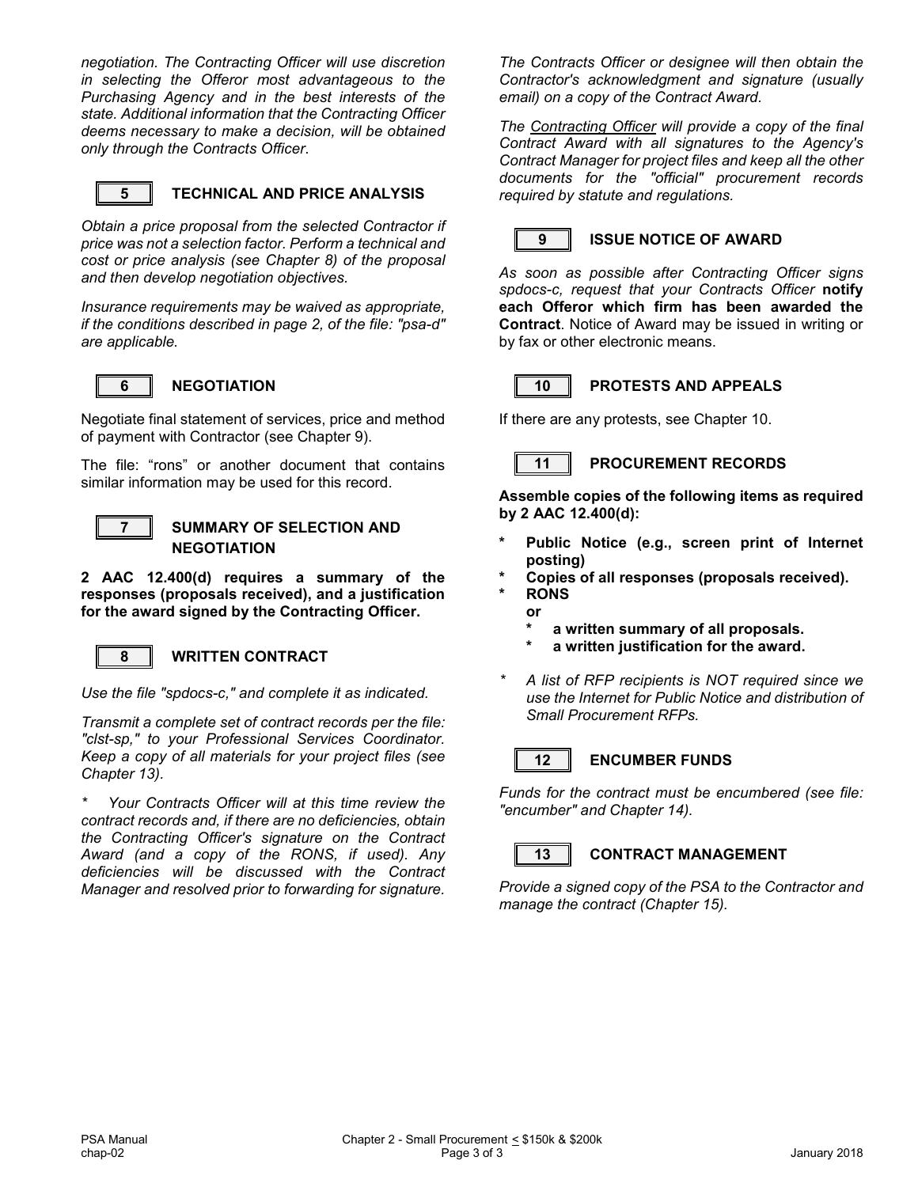*negotiation. The Contracting Officer will use discretion in selecting the Offeror most advantageous to the Purchasing Agency and in the best interests of the state. Additional information that the Contracting Officer deems necessary to make a decision, will be obtained only through the Contracts Officer.*

## 5 TECHNICAL AND PRICE ANALYSIS

*Obtain a price proposal from the selected Contractor if price was not a selection factor. Perform a technical and cost or price analysis (see Chapter 8) of the proposal and then develop negotiation objectives.*

*Insurance requirements may be waived as appropriate, if the conditions described in page 2, of the file: "psa-d" are applicable.*

## 6 NEGOTIATION

Negotiate final statement of services, price and method of payment with Contractor (see Chapter 9).

The file: "rons" or another document that contains similar information may be used for this record.

## 7 SUMMARY OF SELECTION AND NEGOTIATION

**2 AAC 12.400(d) requires a summary of the responses (proposals received), and a justification for the award signed by the Contracting Officer.**

## 8 WRITTEN CONTRACT

*Use the file "spdocs-c," and complete it as indicated.*

*Transmit a complete set of contract records per the file: "clst-sp," to your Professional Services Coordinator. Keep a copy of all materials for your project files (see Chapter 13).*

*\* Your Contracts Officer will at this time review the contract records and, if there are no deficiencies, obtain the Contracting Officer's signature on the Contract Award (and a copy of the RONS, if used). Any deficiencies will be discussed with the Contract Manager and resolved prior to forwarding for signature.*

*The Contracts Officer or designee will then obtain the Contractor's acknowledgment and signature (usually email) on a copy of the Contract Award.*

*The <u>Contracting Officer</u> will provide a copy of the final Contract Award with all signatures to the Agency's Contract Manager for project files and keep all the other documents for the "official" procurement records required by statute and regulations.*

## 9 ISSUE NOTICE OF AWARD

*As soon as possible after Contracting Officer signs spdocs-c, request that your Contracts Officer* **notify each Offeror which firm has been awarded the Contract**. Notice of Award may be issued in writing or by fax or other electronic means.

## 10 PROTESTS AND APPEALS

If there are any protests, see Chapter 10.

## 11 PROCUREMENT RECORDS

**Assemble copies of the following items as required by 2 AAC 12.400(d):**

* **Public Notice (e.g., screen print of Internet posting)**
* **Copies of all responses (proposals received).**
* **RONS**

  **or**
  * **a written summary of all proposals.**
  * **a written justification for the award.**

* *A list of RFP recipients is NOT required since we use the Internet for Public Notice and distribution of Small Procurement RFPs.*

## 12 ENCUMBER FUNDS

*Funds for the contract must be encumbered (see file: "encumber" and Chapter 14).*

## 13 CONTRACT MANAGEMENT

*Provide a signed copy of the PSA to the Contractor and manage the contract (Chapter 15).*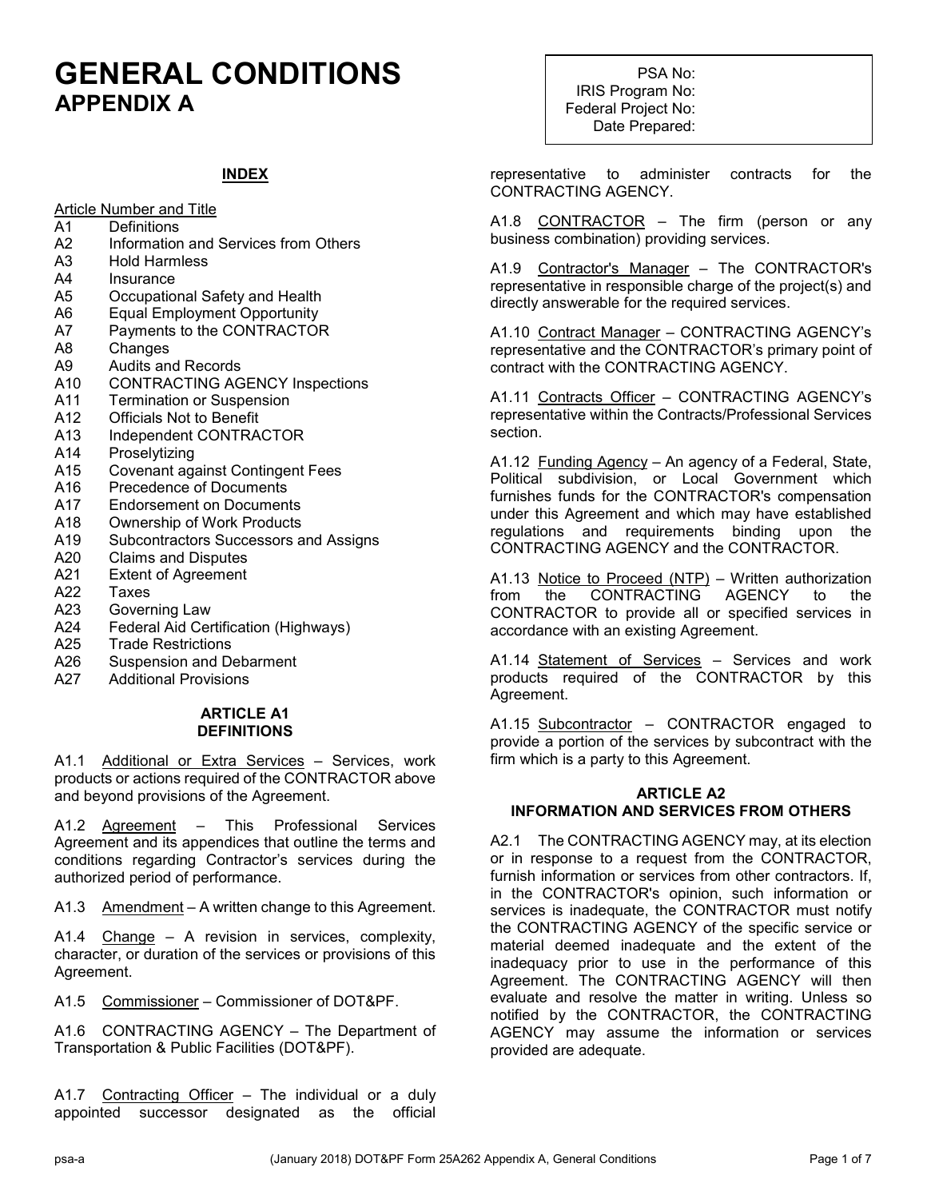# GENERAL CONDITIONS
## APPENDIX A

PSA No:
IRIS Program No:
Federal Project No:
Date Prepared:

**INDEX**

Article Number and Title

| | |
|---|---|
| A1 | Definitions |
| A2 | Information and Services from Others |
| A3 | Hold Harmless |
| A4 | Insurance |
| A5 | Occupational Safety and Health |
| A6 | Equal Employment Opportunity |
| A7 | Payments to the CONTRACTOR |
| A8 | Changes |
| A9 | Audits and Records |
| A10 | CONTRACTING AGENCY Inspections |
| A11 | Termination or Suspension |
| A12 | Officials Not to Benefit |
| A13 | Independent CONTRACTOR |
| A14 | Proselytizing |
| A15 | Covenant against Contingent Fees |
| A16 | Precedence of Documents |
| A17 | Endorsement on Documents |
| A18 | Ownership of Work Products |
| A19 | Subcontractors Successors and Assigns |
| A20 | Claims and Disputes |
| A21 | Extent of Agreement |
| A22 | Taxes |
| A23 | Governing Law |
| A24 | Federal Aid Certification (Highways) |
| A25 | Trade Restrictions |
| A26 | Suspension and Debarment |
| A27 | Additional Provisions |

### ARTICLE A1
### DEFINITIONS

A1.1 Additional or Extra Services – Services, work products or actions required of the CONTRACTOR above and beyond provisions of the Agreement.

A1.2 Agreement – This Professional Services Agreement and its appendices that outline the terms and conditions regarding Contractor's services during the authorized period of performance.

A1.3 Amendment – A written change to this Agreement.

A1.4 Change – A revision in services, complexity, character, or duration of the services or provisions of this Agreement.

A1.5 Commissioner – Commissioner of DOT&PF.

A1.6 CONTRACTING AGENCY – The Department of Transportation & Public Facilities (DOT&PF).

A1.7 Contracting Officer – The individual or a duly appointed successor designated as the official representative to administer contracts for the CONTRACTING AGENCY.

A1.8 CONTRACTOR – The firm (person or any business combination) providing services.

A1.9 Contractor's Manager – The CONTRACTOR's representative in responsible charge of the project(s) and directly answerable for the required services.

A1.10 Contract Manager – CONTRACTING AGENCY's representative and the CONTRACTOR's primary point of contract with the CONTRACTING AGENCY.

A1.11 Contracts Officer – CONTRACTING AGENCY's representative within the Contracts/Professional Services section.

A1.12 Funding Agency – An agency of a Federal, State, Political subdivision, or Local Government which furnishes funds for the CONTRACTOR's compensation under this Agreement and which may have established regulations and requirements binding upon the CONTRACTING AGENCY and the CONTRACTOR.

A1.13 Notice to Proceed (NTP) – Written authorization from the CONTRACTING AGENCY to the CONTRACTOR to provide all or specified services in accordance with an existing Agreement.

A1.14 Statement of Services – Services and work products required of the CONTRACTOR by this Agreement.

A1.15 Subcontractor – CONTRACTOR engaged to provide a portion of the services by subcontract with the firm which is a party to this Agreement.

### ARTICLE A2
### INFORMATION AND SERVICES FROM OTHERS

A2.1 The CONTRACTING AGENCY may, at its election or in response to a request from the CONTRACTOR, furnish information or services from other contractors. If, in the CONTRACTOR's opinion, such information or services is inadequate, the CONTRACTOR must notify the CONTRACTING AGENCY of the specific service or material deemed inadequate and the extent of the inadequacy prior to use in the performance of this Agreement. The CONTRACTING AGENCY will then evaluate and resolve the matter in writing. Unless so notified by the CONTRACTOR, the CONTRACTING AGENCY may assume the information or services provided are adequate.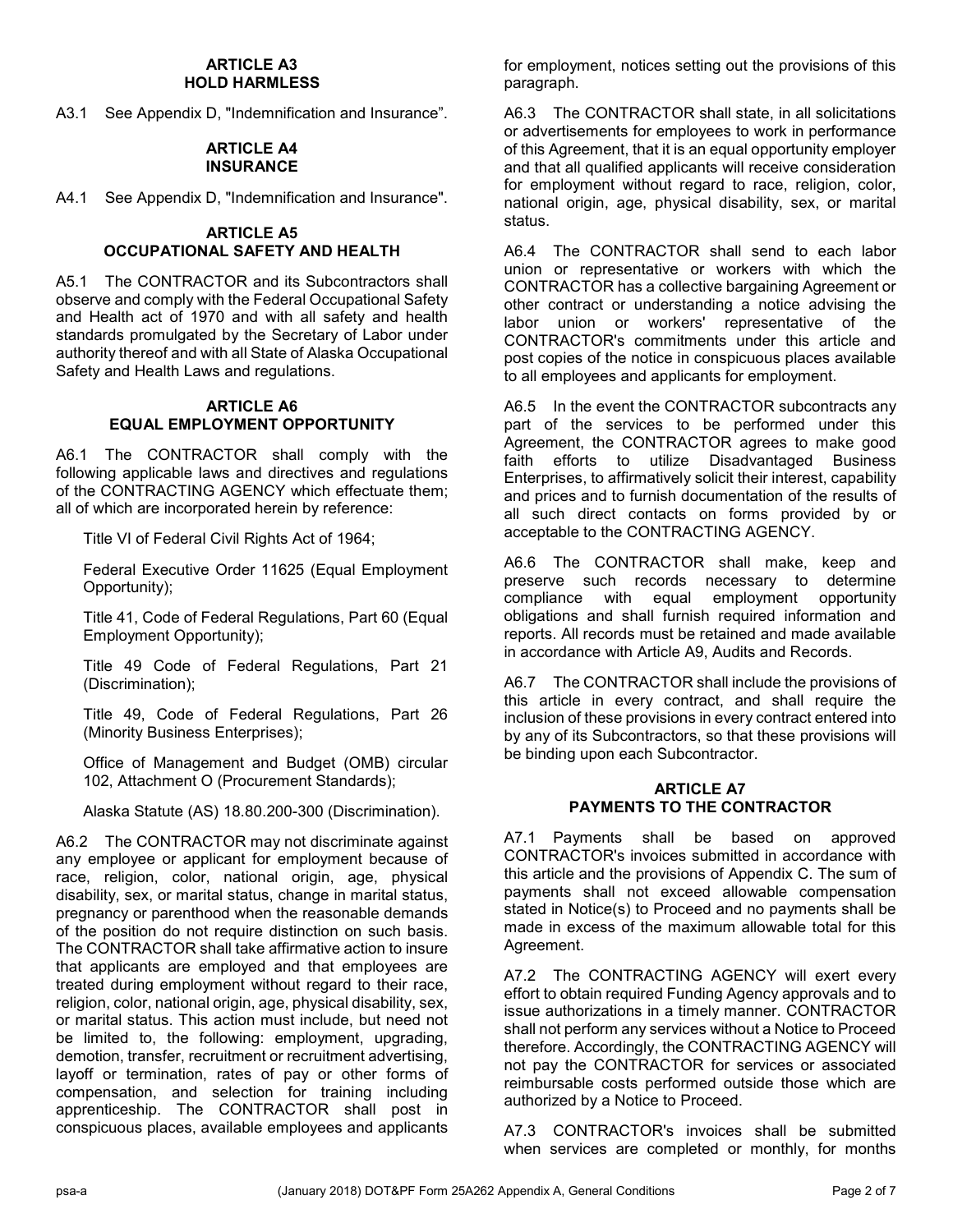## ARTICLE A3
## HOLD HARMLESS

A3.1 See Appendix D, "Indemnification and Insurance".

## ARTICLE A4
## INSURANCE

A4.1 See Appendix D, "Indemnification and Insurance".

## ARTICLE A5
## OCCUPATIONAL SAFETY AND HEALTH

A5.1 The CONTRACTOR and its Subcontractors shall observe and comply with the Federal Occupational Safety and Health act of 1970 and with all safety and health standards promulgated by the Secretary of Labor under authority thereof and with all State of Alaska Occupational Safety and Health Laws and regulations.

## ARTICLE A6
## EQUAL EMPLOYMENT OPPORTUNITY

A6.1 The CONTRACTOR shall comply with the following applicable laws and directives and regulations of the CONTRACTING AGENCY which effectuate them; all of which are incorporated herein by reference:

Title VI of Federal Civil Rights Act of 1964;

Federal Executive Order 11625 (Equal Employment Opportunity);

Title 41, Code of Federal Regulations, Part 60 (Equal Employment Opportunity);

Title 49 Code of Federal Regulations, Part 21 (Discrimination);

Title 49, Code of Federal Regulations, Part 26 (Minority Business Enterprises);

Office of Management and Budget (OMB) circular 102, Attachment O (Procurement Standards);

Alaska Statute (AS) 18.80.200-300 (Discrimination).

A6.2 The CONTRACTOR may not discriminate against any employee or applicant for employment because of race, religion, color, national origin, age, physical disability, sex, or marital status, change in marital status, pregnancy or parenthood when the reasonable demands of the position do not require distinction on such basis. The CONTRACTOR shall take affirmative action to insure that applicants are employed and that employees are treated during employment without regard to their race, religion, color, national origin, age, physical disability, sex, or marital status. This action must include, but need not be limited to, the following: employment, upgrading, demotion, transfer, recruitment or recruitment advertising, layoff or termination, rates of pay or other forms of compensation, and selection for training including apprenticeship. The CONTRACTOR shall post in conspicuous places, available employees and applicants for employment, notices setting out the provisions of this paragraph.

A6.3 The CONTRACTOR shall state, in all solicitations or advertisements for employees to work in performance of this Agreement, that it is an equal opportunity employer and that all qualified applicants will receive consideration for employment without regard to race, religion, color, national origin, age, physical disability, sex, or marital status.

A6.4 The CONTRACTOR shall send to each labor union or representative or workers with which the CONTRACTOR has a collective bargaining Agreement or other contract or understanding a notice advising the labor union or workers' representative of the CONTRACTOR's commitments under this article and post copies of the notice in conspicuous places available to all employees and applicants for employment.

A6.5 In the event the CONTRACTOR subcontracts any part of the services to be performed under this Agreement, the CONTRACTOR agrees to make good faith efforts to utilize Disadvantaged Business Enterprises, to affirmatively solicit their interest, capability and prices and to furnish documentation of the results of all such direct contacts on forms provided by or acceptable to the CONTRACTING AGENCY.

A6.6 The CONTRACTOR shall make, keep and preserve such records necessary to determine compliance with equal employment opportunity obligations and shall furnish required information and reports. All records must be retained and made available in accordance with Article A9, Audits and Records.

A6.7 The CONTRACTOR shall include the provisions of this article in every contract, and shall require the inclusion of these provisions in every contract entered into by any of its Subcontractors, so that these provisions will be binding upon each Subcontractor.

## ARTICLE A7
## PAYMENTS TO THE CONTRACTOR

A7.1 Payments shall be based on approved CONTRACTOR's invoices submitted in accordance with this article and the provisions of Appendix C. The sum of payments shall not exceed allowable compensation stated in Notice(s) to Proceed and no payments shall be made in excess of the maximum allowable total for this Agreement.

A7.2 The CONTRACTING AGENCY will exert every effort to obtain required Funding Agency approvals and to issue authorizations in a timely manner. CONTRACTOR shall not perform any services without a Notice to Proceed therefore. Accordingly, the CONTRACTING AGENCY will not pay the CONTRACTOR for services or associated reimbursable costs performed outside those which are authorized by a Notice to Proceed.

A7.3 CONTRACTOR's invoices shall be submitted when services are completed or monthly, for months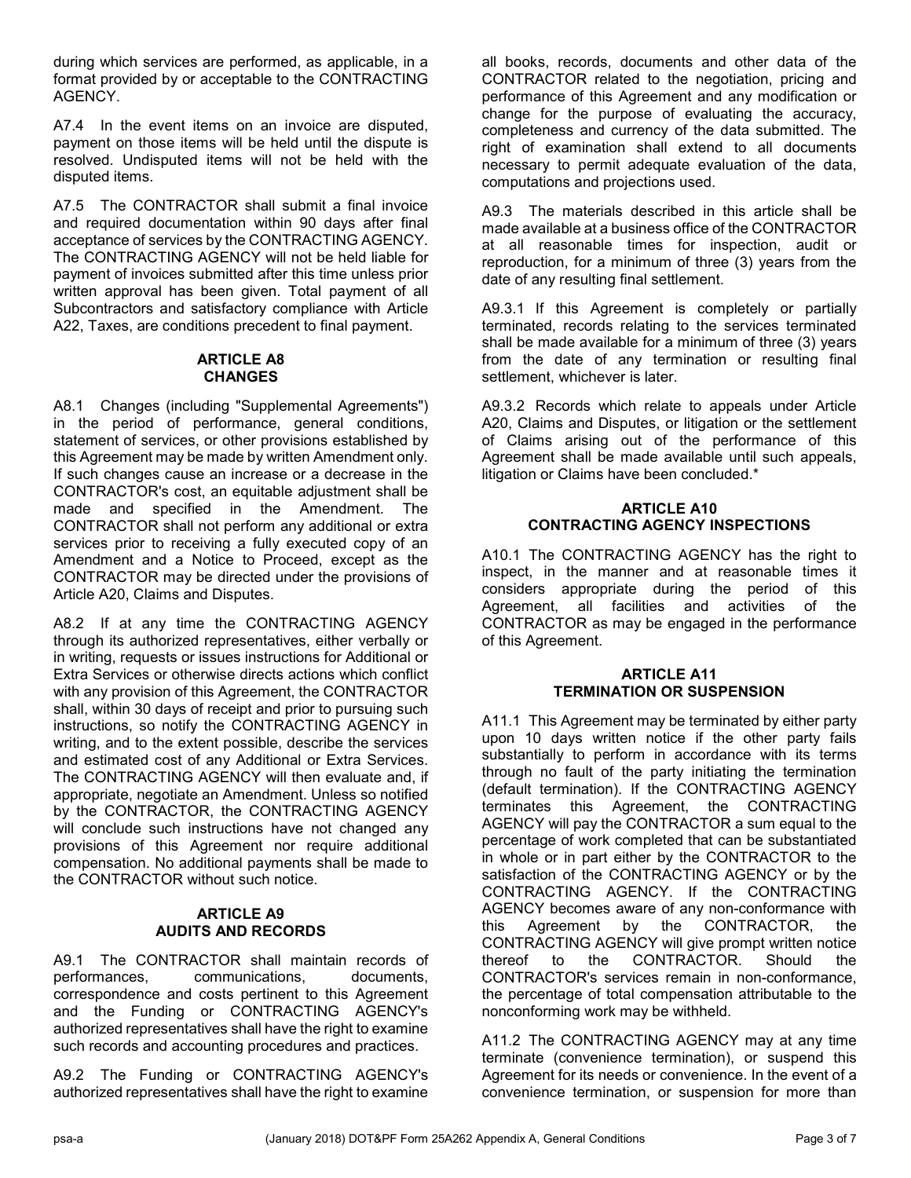during which services are performed, as applicable, in a format provided by or acceptable to the CONTRACTING AGENCY.

A7.4 In the event items on an invoice are disputed, payment on those items will be held until the dispute is resolved. Undisputed items will not be held with the disputed items.

A7.5 The CONTRACTOR shall submit a final invoice and required documentation within 90 days after final acceptance of services by the CONTRACTING AGENCY. The CONTRACTING AGENCY will not be held liable for payment of invoices submitted after this time unless prior written approval has been given. Total payment of all Subcontractors and satisfactory compliance with Article A22, Taxes, are conditions precedent to final payment.

### ARTICLE A8
### CHANGES

A8.1 Changes (including "Supplemental Agreements") in the period of performance, general conditions, statement of services, or other provisions established by this Agreement may be made by written Amendment only. If such changes cause an increase or a decrease in the CONTRACTOR's cost, an equitable adjustment shall be made and specified in the Amendment. The CONTRACTOR shall not perform any additional or extra services prior to receiving a fully executed copy of an Amendment and a Notice to Proceed, except as the CONTRACTOR may be directed under the provisions of Article A20, Claims and Disputes.

A8.2 If at any time the CONTRACTING AGENCY through its authorized representatives, either verbally or in writing, requests or issues instructions for Additional or Extra Services or otherwise directs actions which conflict with any provision of this Agreement, the CONTRACTOR shall, within 30 days of receipt and prior to pursuing such instructions, so notify the CONTRACTING AGENCY in writing, and to the extent possible, describe the services and estimated cost of any Additional or Extra Services. The CONTRACTING AGENCY will then evaluate and, if appropriate, negotiate an Amendment. Unless so notified by the CONTRACTOR, the CONTRACTING AGENCY will conclude such instructions have not changed any provisions of this Agreement nor require additional compensation. No additional payments shall be made to the CONTRACTOR without such notice.

### ARTICLE A9
### AUDITS AND RECORDS

A9.1 The CONTRACTOR shall maintain records of performances, communications, documents, correspondence and costs pertinent to this Agreement and the Funding or CONTRACTING AGENCY's authorized representatives shall have the right to examine such records and accounting procedures and practices.

A9.2 The Funding or CONTRACTING AGENCY's authorized representatives shall have the right to examine all books, records, documents and other data of the CONTRACTOR related to the negotiation, pricing and performance of this Agreement and any modification or change for the purpose of evaluating the accuracy, completeness and currency of the data submitted. The right of examination shall extend to all documents necessary to permit adequate evaluation of the data, computations and projections used.

A9.3 The materials described in this article shall be made available at a business office of the CONTRACTOR at all reasonable times for inspection, audit or reproduction, for a minimum of three (3) years from the date of any resulting final settlement.

A9.3.1 If this Agreement is completely or partially terminated, records relating to the services terminated shall be made available for a minimum of three (3) years from the date of any termination or resulting final settlement, whichever is later.

A9.3.2 Records which relate to appeals under Article A20, Claims and Disputes, or litigation or the settlement of Claims arising out of the performance of this Agreement shall be made available until such appeals, litigation or Claims have been concluded.*

### ARTICLE A10
### CONTRACTING AGENCY INSPECTIONS

A10.1 The CONTRACTING AGENCY has the right to inspect, in the manner and at reasonable times it considers appropriate during the period of this Agreement, all facilities and activities of the CONTRACTOR as may be engaged in the performance of this Agreement.

### ARTICLE A11
### TERMINATION OR SUSPENSION

A11.1 This Agreement may be terminated by either party upon 10 days written notice if the other party fails substantially to perform in accordance with its terms through no fault of the party initiating the termination (default termination). If the CONTRACTING AGENCY terminates this Agreement, the CONTRACTING AGENCY will pay the CONTRACTOR a sum equal to the percentage of work completed that can be substantiated in whole or in part either by the CONTRACTOR to the satisfaction of the CONTRACTING AGENCY or by the CONTRACTING AGENCY. If the CONTRACTING AGENCY becomes aware of any non-conformance with this Agreement by the CONTRACTOR, the CONTRACTING AGENCY will give prompt written notice thereof to the CONTRACTOR. Should the CONTRACTOR's services remain in non-conformance, the percentage of total compensation attributable to the nonconforming work may be withheld.

A11.2 The CONTRACTING AGENCY may at any time terminate (convenience termination), or suspend this Agreement for its needs or convenience. In the event of a convenience termination, or suspension for more than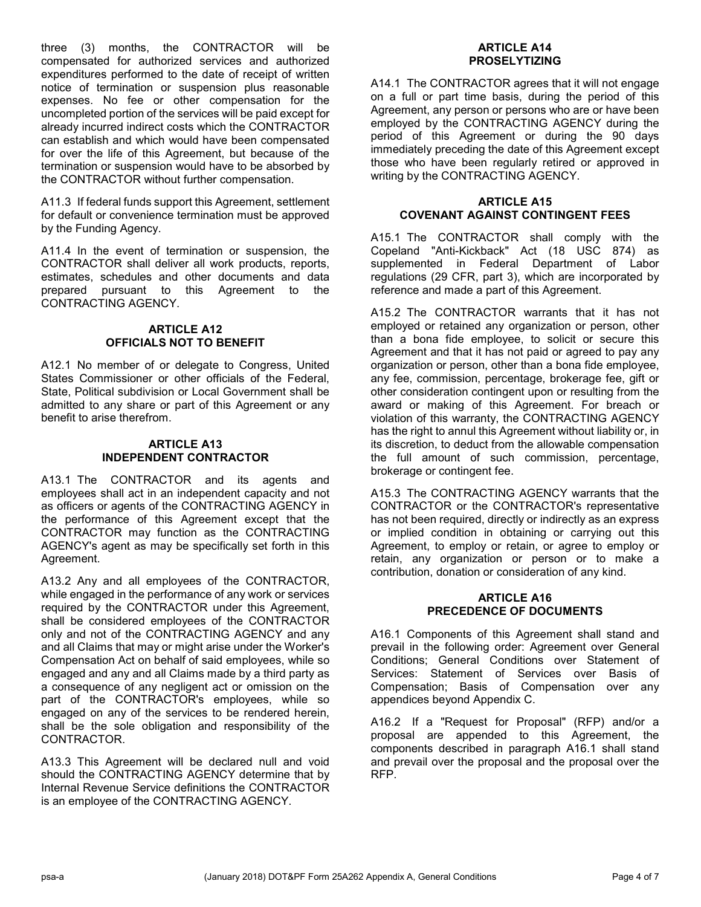three (3) months, the CONTRACTOR will be compensated for authorized services and authorized expenditures performed to the date of receipt of written notice of termination or suspension plus reasonable expenses. No fee or other compensation for the uncompleted portion of the services will be paid except for already incurred indirect costs which the CONTRACTOR can establish and which would have been compensated for over the life of this Agreement, but because of the termination or suspension would have to be absorbed by the CONTRACTOR without further compensation.

A11.3 If federal funds support this Agreement, settlement for default or convenience termination must be approved by the Funding Agency.

A11.4 In the event of termination or suspension, the CONTRACTOR shall deliver all work products, reports, estimates, schedules and other documents and data prepared pursuant to this Agreement to the CONTRACTING AGENCY.

### ARTICLE A12
### OFFICIALS NOT TO BENEFIT

A12.1 No member of or delegate to Congress, United States Commissioner or other officials of the Federal, State, Political subdivision or Local Government shall be admitted to any share or part of this Agreement or any benefit to arise therefrom.

### ARTICLE A13
### INDEPENDENT CONTRACTOR

A13.1 The CONTRACTOR and its agents and employees shall act in an independent capacity and not as officers or agents of the CONTRACTING AGENCY in the performance of this Agreement except that the CONTRACTOR may function as the CONTRACTING AGENCY's agent as may be specifically set forth in this Agreement.

A13.2 Any and all employees of the CONTRACTOR, while engaged in the performance of any work or services required by the CONTRACTOR under this Agreement, shall be considered employees of the CONTRACTOR only and not of the CONTRACTING AGENCY and any and all Claims that may or might arise under the Worker's Compensation Act on behalf of said employees, while so engaged and any and all Claims made by a third party as a consequence of any negligent act or omission on the part of the CONTRACTOR's employees, while so engaged on any of the services to be rendered herein, shall be the sole obligation and responsibility of the CONTRACTOR.

A13.3 This Agreement will be declared null and void should the CONTRACTING AGENCY determine that by Internal Revenue Service definitions the CONTRACTOR is an employee of the CONTRACTING AGENCY.

### ARTICLE A14
### PROSELYTIZING

A14.1 The CONTRACTOR agrees that it will not engage on a full or part time basis, during the period of this Agreement, any person or persons who are or have been employed by the CONTRACTING AGENCY during the period of this Agreement or during the 90 days immediately preceding the date of this Agreement except those who have been regularly retired or approved in writing by the CONTRACTING AGENCY.

### ARTICLE A15
### COVENANT AGAINST CONTINGENT FEES

A15.1 The CONTRACTOR shall comply with the Copeland "Anti-Kickback" Act (18 USC 874) as supplemented in Federal Department of Labor regulations (29 CFR, part 3), which are incorporated by reference and made a part of this Agreement.

A15.2 The CONTRACTOR warrants that it has not employed or retained any organization or person, other than a bona fide employee, to solicit or secure this Agreement and that it has not paid or agreed to pay any organization or person, other than a bona fide employee, any fee, commission, percentage, brokerage fee, gift or other consideration contingent upon or resulting from the award or making of this Agreement. For breach or violation of this warranty, the CONTRACTING AGENCY has the right to annul this Agreement without liability or, in its discretion, to deduct from the allowable compensation the full amount of such commission, percentage, brokerage or contingent fee.

A15.3 The CONTRACTING AGENCY warrants that the CONTRACTOR or the CONTRACTOR's representative has not been required, directly or indirectly as an express or implied condition in obtaining or carrying out this Agreement, to employ or retain, or agree to employ or retain, any organization or person or to make a contribution, donation or consideration of any kind.

### ARTICLE A16
### PRECEDENCE OF DOCUMENTS

A16.1 Components of this Agreement shall stand and prevail in the following order: Agreement over General Conditions; General Conditions over Statement of Services: Statement of Services over Basis of Compensation; Basis of Compensation over any appendices beyond Appendix C.

A16.2 If a "Request for Proposal" (RFP) and/or a proposal are appended to this Agreement, the components described in paragraph A16.1 shall stand and prevail over the proposal and the proposal over the RFP.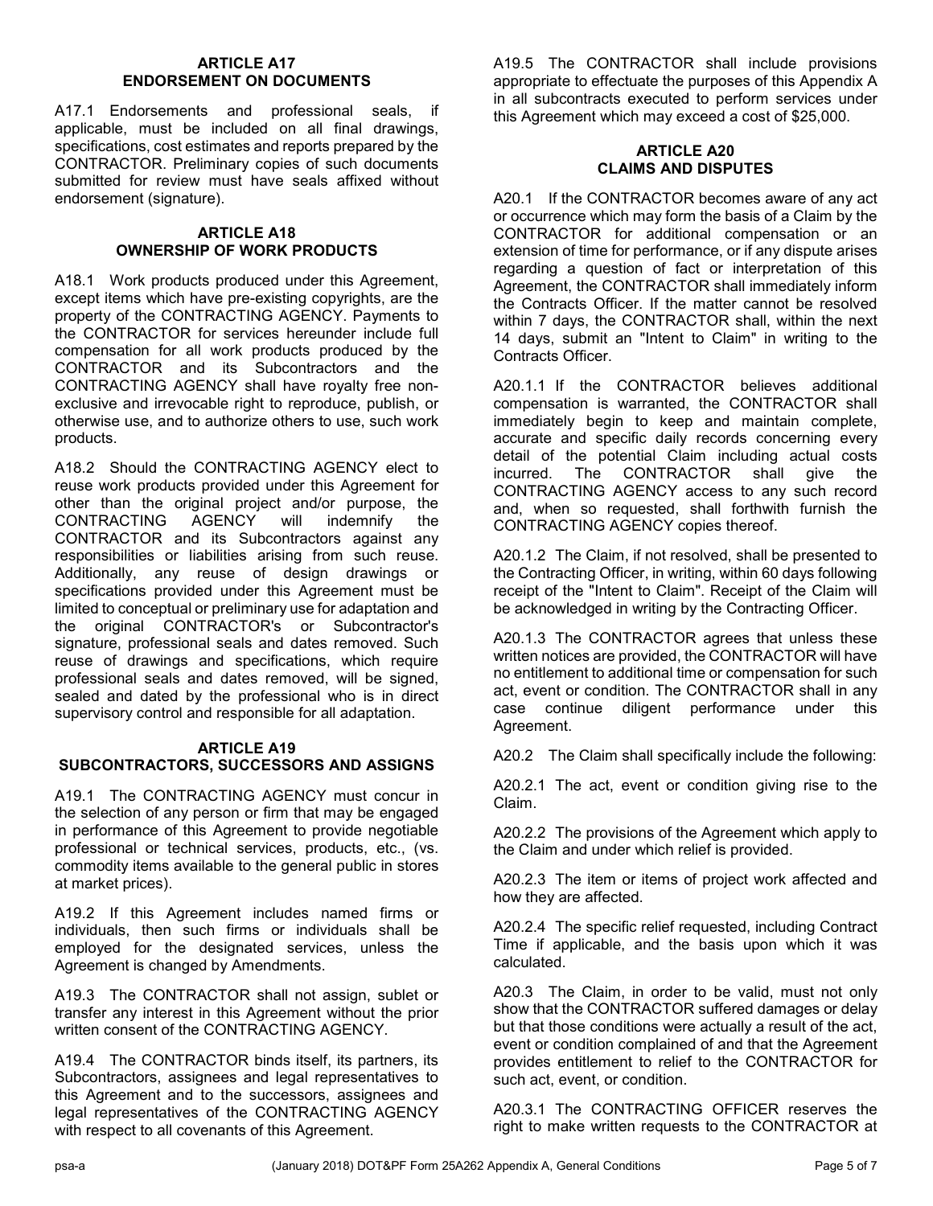## ARTICLE A17 ENDORSEMENT ON DOCUMENTS

A17.1 Endorsements and professional seals, if applicable, must be included on all final drawings, specifications, cost estimates and reports prepared by the CONTRACTOR. Preliminary copies of such documents submitted for review must have seals affixed without endorsement (signature).

## ARTICLE A18 OWNERSHIP OF WORK PRODUCTS

A18.1 Work products produced under this Agreement, except items which have pre-existing copyrights, are the property of the CONTRACTING AGENCY. Payments to the CONTRACTOR for services hereunder include full compensation for all work products produced by the CONTRACTOR and its Subcontractors and the CONTRACTING AGENCY shall have royalty free non-exclusive and irrevocable right to reproduce, publish, or otherwise use, and to authorize others to use, such work products.

A18.2 Should the CONTRACTING AGENCY elect to reuse work products provided under this Agreement for other than the original project and/or purpose, the CONTRACTING AGENCY will indemnify the CONTRACTOR and its Subcontractors against any responsibilities or liabilities arising from such reuse. Additionally, any reuse of design drawings or specifications provided under this Agreement must be limited to conceptual or preliminary use for adaptation and the original CONTRACTOR's or Subcontractor's signature, professional seals and dates removed. Such reuse of drawings and specifications, which require professional seals and dates removed, will be signed, sealed and dated by the professional who is in direct supervisory control and responsible for all adaptation.

## ARTICLE A19 SUBCONTRACTORS, SUCCESSORS AND ASSIGNS

A19.1 The CONTRACTING AGENCY must concur in the selection of any person or firm that may be engaged in performance of this Agreement to provide negotiable professional or technical services, products, etc., (vs. commodity items available to the general public in stores at market prices).

A19.2 If this Agreement includes named firms or individuals, then such firms or individuals shall be employed for the designated services, unless the Agreement is changed by Amendments.

A19.3 The CONTRACTOR shall not assign, sublet or transfer any interest in this Agreement without the prior written consent of the CONTRACTING AGENCY.

A19.4 The CONTRACTOR binds itself, its partners, its Subcontractors, assignees and legal representatives to this Agreement and to the successors, assignees and legal representatives of the CONTRACTING AGENCY with respect to all covenants of this Agreement.

A19.5 The CONTRACTOR shall include provisions appropriate to effectuate the purposes of this Appendix A in all subcontracts executed to perform services under this Agreement which may exceed a cost of $25,000.

## ARTICLE A20 CLAIMS AND DISPUTES

A20.1 If the CONTRACTOR becomes aware of any act or occurrence which may form the basis of a Claim by the CONTRACTOR for additional compensation or an extension of time for performance, or if any dispute arises regarding a question of fact or interpretation of this Agreement, the CONTRACTOR shall immediately inform the Contracts Officer. If the matter cannot be resolved within 7 days, the CONTRACTOR shall, within the next 14 days, submit an "Intent to Claim" in writing to the Contracts Officer.

A20.1.1 If the CONTRACTOR believes additional compensation is warranted, the CONTRACTOR shall immediately begin to keep and maintain complete, accurate and specific daily records concerning every detail of the potential Claim including actual costs incurred. The CONTRACTOR shall give the CONTRACTING AGENCY access to any such record and, when so requested, shall forthwith furnish the CONTRACTING AGENCY copies thereof.

A20.1.2 The Claim, if not resolved, shall be presented to the Contracting Officer, in writing, within 60 days following receipt of the "Intent to Claim". Receipt of the Claim will be acknowledged in writing by the Contracting Officer.

A20.1.3 The CONTRACTOR agrees that unless these written notices are provided, the CONTRACTOR will have no entitlement to additional time or compensation for such act, event or condition. The CONTRACTOR shall in any case continue diligent performance under this Agreement.

A20.2 The Claim shall specifically include the following:

A20.2.1 The act, event or condition giving rise to the Claim.

A20.2.2 The provisions of the Agreement which apply to the Claim and under which relief is provided.

A20.2.3 The item or items of project work affected and how they are affected.

A20.2.4 The specific relief requested, including Contract Time if applicable, and the basis upon which it was calculated.

A20.3 The Claim, in order to be valid, must not only show that the CONTRACTOR suffered damages or delay but that those conditions were actually a result of the act, event or condition complained of and that the Agreement provides entitlement to relief to the CONTRACTOR for such act, event, or condition.

A20.3.1 The CONTRACTING OFFICER reserves the right to make written requests to the CONTRACTOR at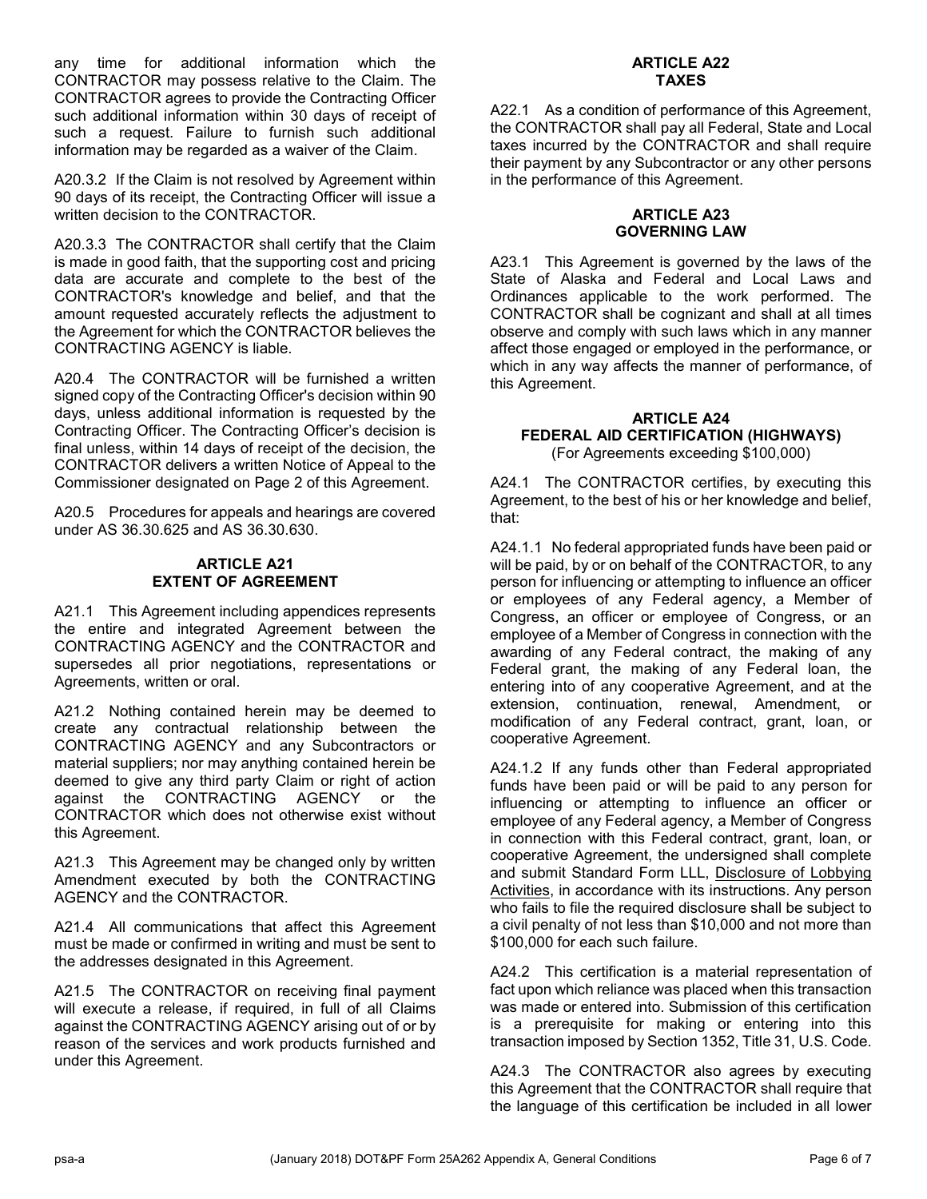any time for additional information which the CONTRACTOR may possess relative to the Claim. The CONTRACTOR agrees to provide the Contracting Officer such additional information within 30 days of receipt of such a request. Failure to furnish such additional information may be regarded as a waiver of the Claim.

A20.3.2 If the Claim is not resolved by Agreement within 90 days of its receipt, the Contracting Officer will issue a written decision to the CONTRACTOR.

A20.3.3 The CONTRACTOR shall certify that the Claim is made in good faith, that the supporting cost and pricing data are accurate and complete to the best of the CONTRACTOR's knowledge and belief, and that the amount requested accurately reflects the adjustment to the Agreement for which the CONTRACTOR believes the CONTRACTING AGENCY is liable.

A20.4 The CONTRACTOR will be furnished a written signed copy of the Contracting Officer's decision within 90 days, unless additional information is requested by the Contracting Officer. The Contracting Officer's decision is final unless, within 14 days of receipt of the decision, the CONTRACTOR delivers a written Notice of Appeal to the Commissioner designated on Page 2 of this Agreement.

A20.5 Procedures for appeals and hearings are covered under AS 36.30.625 and AS 36.30.630.

## ARTICLE A21
## EXTENT OF AGREEMENT

A21.1 This Agreement including appendices represents the entire and integrated Agreement between the CONTRACTING AGENCY and the CONTRACTOR and supersedes all prior negotiations, representations or Agreements, written or oral.

A21.2 Nothing contained herein may be deemed to create any contractual relationship between the CONTRACTING AGENCY and any Subcontractors or material suppliers; nor may anything contained herein be deemed to give any third party Claim or right of action against the CONTRACTING AGENCY or the CONTRACTOR which does not otherwise exist without this Agreement.

A21.3 This Agreement may be changed only by written Amendment executed by both the CONTRACTING AGENCY and the CONTRACTOR.

A21.4 All communications that affect this Agreement must be made or confirmed in writing and must be sent to the addresses designated in this Agreement.

A21.5 The CONTRACTOR on receiving final payment will execute a release, if required, in full of all Claims against the CONTRACTING AGENCY arising out of or by reason of the services and work products furnished and under this Agreement.

## ARTICLE A22
## TAXES

A22.1 As a condition of performance of this Agreement, the CONTRACTOR shall pay all Federal, State and Local taxes incurred by the CONTRACTOR and shall require their payment by any Subcontractor or any other persons in the performance of this Agreement.

## ARTICLE A23
## GOVERNING LAW

A23.1 This Agreement is governed by the laws of the State of Alaska and Federal and Local Laws and Ordinances applicable to the work performed. The CONTRACTOR shall be cognizant and shall at all times observe and comply with such laws which in any manner affect those engaged or employed in the performance, or which in any way affects the manner of performance, of this Agreement.

## ARTICLE A24
## FEDERAL AID CERTIFICATION (HIGHWAYS)

(For Agreements exceeding $100,000)

A24.1 The CONTRACTOR certifies, by executing this Agreement, to the best of his or her knowledge and belief, that:

A24.1.1 No federal appropriated funds have been paid or will be paid, by or on behalf of the CONTRACTOR, to any person for influencing or attempting to influence an officer or employees of any Federal agency, a Member of Congress, an officer or employee of Congress, or an employee of a Member of Congress in connection with the awarding of any Federal contract, the making of any Federal grant, the making of any Federal loan, the entering into of any cooperative Agreement, and at the extension, continuation, renewal, Amendment, or modification of any Federal contract, grant, loan, or cooperative Agreement.

A24.1.2 If any funds other than Federal appropriated funds have been paid or will be paid to any person for influencing or attempting to influence an officer or employee of any Federal agency, a Member of Congress in connection with this Federal contract, grant, loan, or cooperative Agreement, the undersigned shall complete and submit Standard Form LLL, Disclosure of Lobbying Activities, in accordance with its instructions. Any person who fails to file the required disclosure shall be subject to a civil penalty of not less than $10,000 and not more than $100,000 for each such failure.

A24.2 This certification is a material representation of fact upon which reliance was placed when this transaction was made or entered into. Submission of this certification is a prerequisite for making or entering into this transaction imposed by Section 1352, Title 31, U.S. Code.

A24.3 The CONTRACTOR also agrees by executing this Agreement that the CONTRACTOR shall require that the language of this certification be included in all lower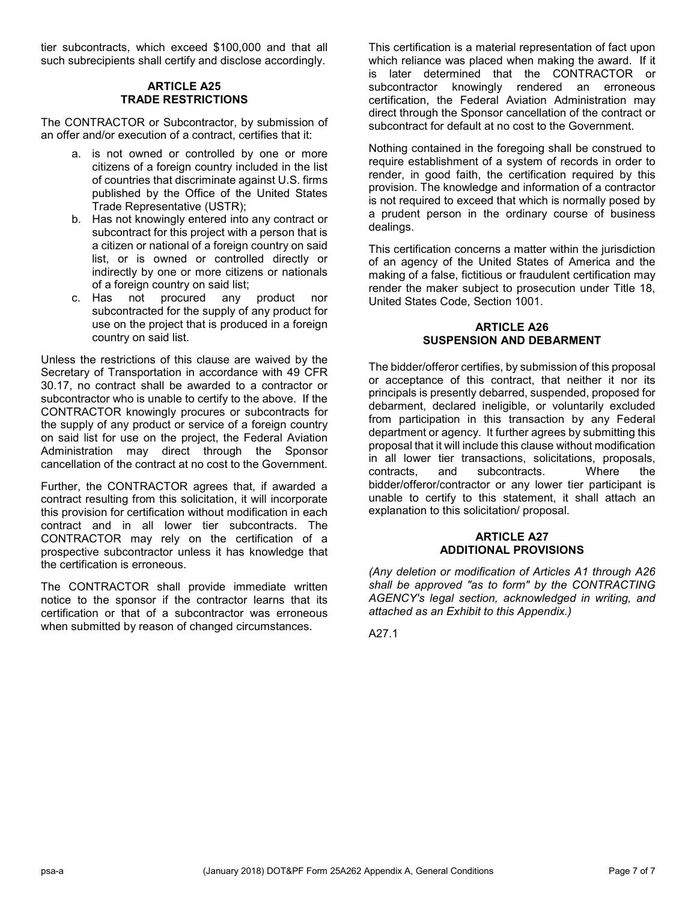tier subcontracts, which exceed $100,000 and that all such subrecipients shall certify and disclose accordingly.

## ARTICLE A25
## TRADE RESTRICTIONS

The CONTRACTOR or Subcontractor, by submission of an offer and/or execution of a contract, certifies that it:

a. is not owned or controlled by one or more citizens of a foreign country included in the list of countries that discriminate against U.S. firms published by the Office of the United States Trade Representative (USTR);
b. Has not knowingly entered into any contract or subcontract for this project with a person that is a citizen or national of a foreign country on said list, or is owned or controlled directly or indirectly by one or more citizens or nationals of a foreign country on said list;
c. Has not procured any product nor subcontracted for the supply of any product for use on the project that is produced in a foreign country on said list.

Unless the restrictions of this clause are waived by the Secretary of Transportation in accordance with 49 CFR 30.17, no contract shall be awarded to a contractor or subcontractor who is unable to certify to the above. If the CONTRACTOR knowingly procures or subcontracts for the supply of any product or service of a foreign country on said list for use on the project, the Federal Aviation Administration may direct through the Sponsor cancellation of the contract at no cost to the Government.

Further, the CONTRACTOR agrees that, if awarded a contract resulting from this solicitation, it will incorporate this provision for certification without modification in each contract and in all lower tier subcontracts. The CONTRACTOR may rely on the certification of a prospective subcontractor unless it has knowledge that the certification is erroneous.

The CONTRACTOR shall provide immediate written notice to the sponsor if the contractor learns that its certification or that of a subcontractor was erroneous when submitted by reason of changed circumstances.

This certification is a material representation of fact upon which reliance was placed when making the award. If it is later determined that the CONTRACTOR or subcontractor knowingly rendered an erroneous certification, the Federal Aviation Administration may direct through the Sponsor cancellation of the contract or subcontract for default at no cost to the Government.

Nothing contained in the foregoing shall be construed to require establishment of a system of records in order to render, in good faith, the certification required by this provision. The knowledge and information of a contractor is not required to exceed that which is normally posed by a prudent person in the ordinary course of business dealings.

This certification concerns a matter within the jurisdiction of an agency of the United States of America and the making of a false, fictitious or fraudulent certification may render the maker subject to prosecution under Title 18, United States Code, Section 1001.

## ARTICLE A26
## SUSPENSION AND DEBARMENT

The bidder/offeror certifies, by submission of this proposal or acceptance of this contract, that neither it nor its principals is presently debarred, suspended, proposed for debarment, declared ineligible, or voluntarily excluded from participation in this transaction by any Federal department or agency. It further agrees by submitting this proposal that it will include this clause without modification in all lower tier transactions, solicitations, proposals, contracts, and subcontracts. Where the bidder/offeror/contractor or any lower tier participant is unable to certify to this statement, it shall attach an explanation to this solicitation/ proposal.

## ARTICLE A27
## ADDITIONAL PROVISIONS

*(Any deletion or modification of Articles A1 through A26 shall be approved "as to form" by the CONTRACTING AGENCY's legal section, acknowledged in writing, and attached as an Exhibit to this Appendix.)*

A27.1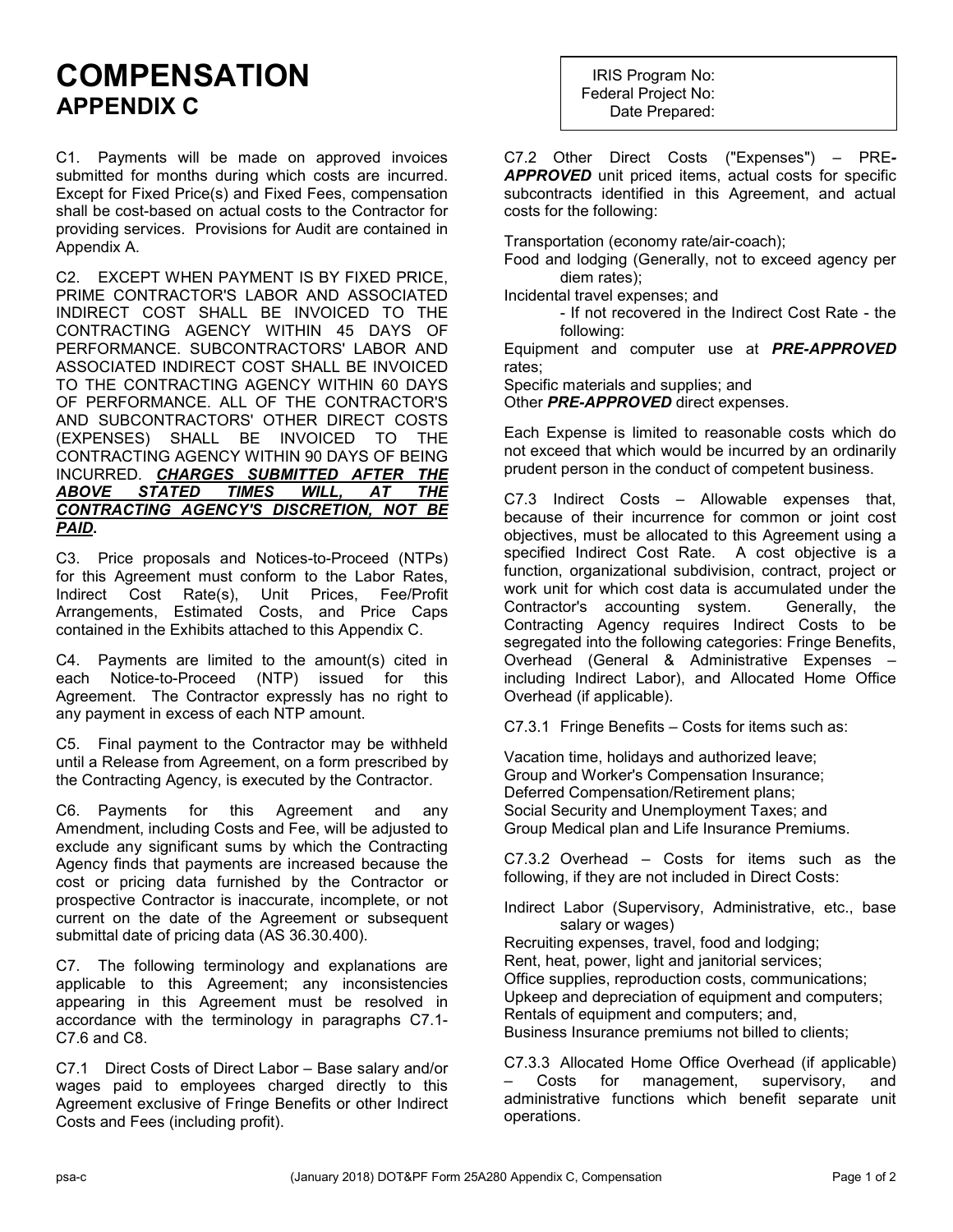# COMPENSATION
## APPENDIX C

IRIS Program No:
Federal Project No:
Date Prepared:

C1. Payments will be made on approved invoices submitted for months during which costs are incurred. Except for Fixed Price(s) and Fixed Fees, compensation shall be cost-based on actual costs to the Contractor for providing services. Provisions for Audit are contained in Appendix A.

C2. EXCEPT WHEN PAYMENT IS BY FIXED PRICE, PRIME CONTRACTOR'S LABOR AND ASSOCIATED INDIRECT COST SHALL BE INVOICED TO THE CONTRACTING AGENCY WITHIN 45 DAYS OF PERFORMANCE. SUBCONTRACTORS' LABOR AND ASSOCIATED INDIRECT COST SHALL BE INVOICED TO THE CONTRACTING AGENCY WITHIN 60 DAYS OF PERFORMANCE. ALL OF THE CONTRACTOR'S AND SUBCONTRACTORS' OTHER DIRECT COSTS (EXPENSES) SHALL BE INVOICED TO THE CONTRACTING AGENCY WITHIN 90 DAYS OF BEING INCURRED. ***CHARGES SUBMITTED AFTER THE ABOVE STATED TIMES WILL, AT THE CONTRACTING AGENCY'S DISCRETION, NOT BE PAID*.**

C3. Price proposals and Notices-to-Proceed (NTPs) for this Agreement must conform to the Labor Rates, Indirect Cost Rate(s), Unit Prices, Fee/Profit Arrangements, Estimated Costs, and Price Caps contained in the Exhibits attached to this Appendix C.

C4. Payments are limited to the amount(s) cited in each Notice-to-Proceed (NTP) issued for this Agreement. The Contractor expressly has no right to any payment in excess of each NTP amount.

C5. Final payment to the Contractor may be withheld until a Release from Agreement, on a form prescribed by the Contracting Agency, is executed by the Contractor.

C6. Payments for this Agreement and any Amendment, including Costs and Fee, will be adjusted to exclude any significant sums by which the Contracting Agency finds that payments are increased because the cost or pricing data furnished by the Contractor or prospective Contractor is inaccurate, incomplete, or not current on the date of the Agreement or subsequent submittal date of pricing data (AS 36.30.400).

C7. The following terminology and explanations are applicable to this Agreement; any inconsistencies appearing in this Agreement must be resolved in accordance with the terminology in paragraphs C7.1-C7.6 and C8.

C7.1 Direct Costs of Direct Labor – Base salary and/or wages paid to employees charged directly to this Agreement exclusive of Fringe Benefits or other Indirect Costs and Fees (including profit).

C7.2 Other Direct Costs ("Expenses") – PRE-***APPROVED*** unit priced items, actual costs for specific subcontracts identified in this Agreement, and actual costs for the following:

Transportation (economy rate/air-coach);
Food and lodging (Generally, not to exceed agency per diem rates);
Incidental travel expenses; and
- If not recovered in the Indirect Cost Rate - the following:

Equipment and computer use at ***PRE-APPROVED*** rates;
Specific materials and supplies; and
Other ***PRE-APPROVED*** direct expenses.

Each Expense is limited to reasonable costs which do not exceed that which would be incurred by an ordinarily prudent person in the conduct of competent business.

C7.3 Indirect Costs – Allowable expenses that, because of their incurrence for common or joint cost objectives, must be allocated to this Agreement using a specified Indirect Cost Rate. A cost objective is a function, organizational subdivision, contract, project or work unit for which cost data is accumulated under the Contractor's accounting system. Generally, the Contracting Agency requires Indirect Costs to be segregated into the following categories: Fringe Benefits, Overhead (General & Administrative Expenses – including Indirect Labor), and Allocated Home Office Overhead (if applicable).

C7.3.1 Fringe Benefits – Costs for items such as:

Vacation time, holidays and authorized leave;
Group and Worker's Compensation Insurance;
Deferred Compensation/Retirement plans;
Social Security and Unemployment Taxes; and
Group Medical plan and Life Insurance Premiums.

C7.3.2 Overhead – Costs for items such as the following, if they are not included in Direct Costs:

Indirect Labor (Supervisory, Administrative, etc., base salary or wages)
Recruiting expenses, travel, food and lodging;
Rent, heat, power, light and janitorial services;
Office supplies, reproduction costs, communications;
Upkeep and depreciation of equipment and computers;
Rentals of equipment and computers; and,
Business Insurance premiums not billed to clients;

C7.3.3 Allocated Home Office Overhead (if applicable) – Costs for management, supervisory, and administrative functions which benefit separate unit operations.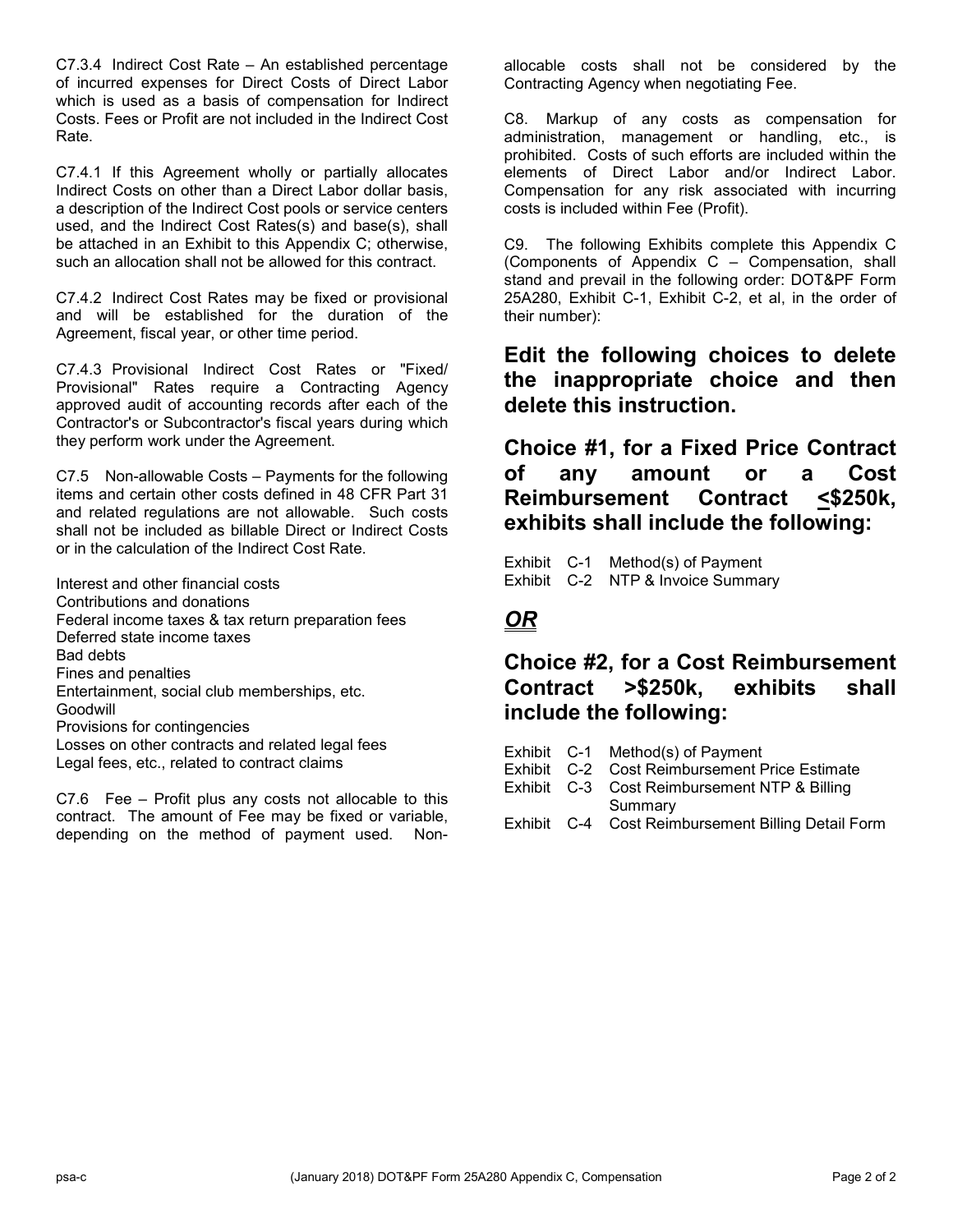C7.3.4 Indirect Cost Rate – An established percentage of incurred expenses for Direct Costs of Direct Labor which is used as a basis of compensation for Indirect Costs. Fees or Profit are not included in the Indirect Cost Rate.

C7.4.1 If this Agreement wholly or partially allocates Indirect Costs on other than a Direct Labor dollar basis, a description of the Indirect Cost pools or service centers used, and the Indirect Cost Rates(s) and base(s), shall be attached in an Exhibit to this Appendix C; otherwise, such an allocation shall not be allowed for this contract.

C7.4.2 Indirect Cost Rates may be fixed or provisional and will be established for the duration of the Agreement, fiscal year, or other time period.

C7.4.3 Provisional Indirect Cost Rates or "Fixed/ Provisional" Rates require a Contracting Agency approved audit of accounting records after each of the Contractor's or Subcontractor's fiscal years during which they perform work under the Agreement.

C7.5 Non-allowable Costs – Payments for the following items and certain other costs defined in 48 CFR Part 31 and related regulations are not allowable. Such costs shall not be included as billable Direct or Indirect Costs or in the calculation of the Indirect Cost Rate.

Interest and other financial costs
Contributions and donations
Federal income taxes & tax return preparation fees
Deferred state income taxes
Bad debts
Fines and penalties
Entertainment, social club memberships, etc.
Goodwill
Provisions for contingencies
Losses on other contracts and related legal fees
Legal fees, etc., related to contract claims

C7.6 Fee – Profit plus any costs not allocable to this contract. The amount of Fee may be fixed or variable, depending on the method of payment used. Non-allocable costs shall not be considered by the Contracting Agency when negotiating Fee.

C8. Markup of any costs as compensation for administration, management or handling, etc., is prohibited. Costs of such efforts are included within the elements of Direct Labor and/or Indirect Labor. Compensation for any risk associated with incurring costs is included within Fee (Profit).

C9. The following Exhibits complete this Appendix C (Components of Appendix C – Compensation, shall stand and prevail in the following order: DOT&PF Form 25A280, Exhibit C-1, Exhibit C-2, et al, in the order of their number):

## Edit the following choices to delete the inappropriate choice and then delete this instruction.

## Choice #1, for a Fixed Price Contract of any amount or a Cost Reimbursement Contract <u><</u>$250k, exhibits shall include the following:

Exhibit C-1 Method(s) of Payment
Exhibit C-2 NTP & Invoice Summary

***<u>OR</u>***

## Choice #2, for a Cost Reimbursement Contract >$250k, exhibits shall include the following:

Exhibit C-1 Method(s) of Payment
Exhibit C-2 Cost Reimbursement Price Estimate
Exhibit C-3 Cost Reimbursement NTP & Billing Summary
Exhibit C-4 Cost Reimbursement Billing Detail Form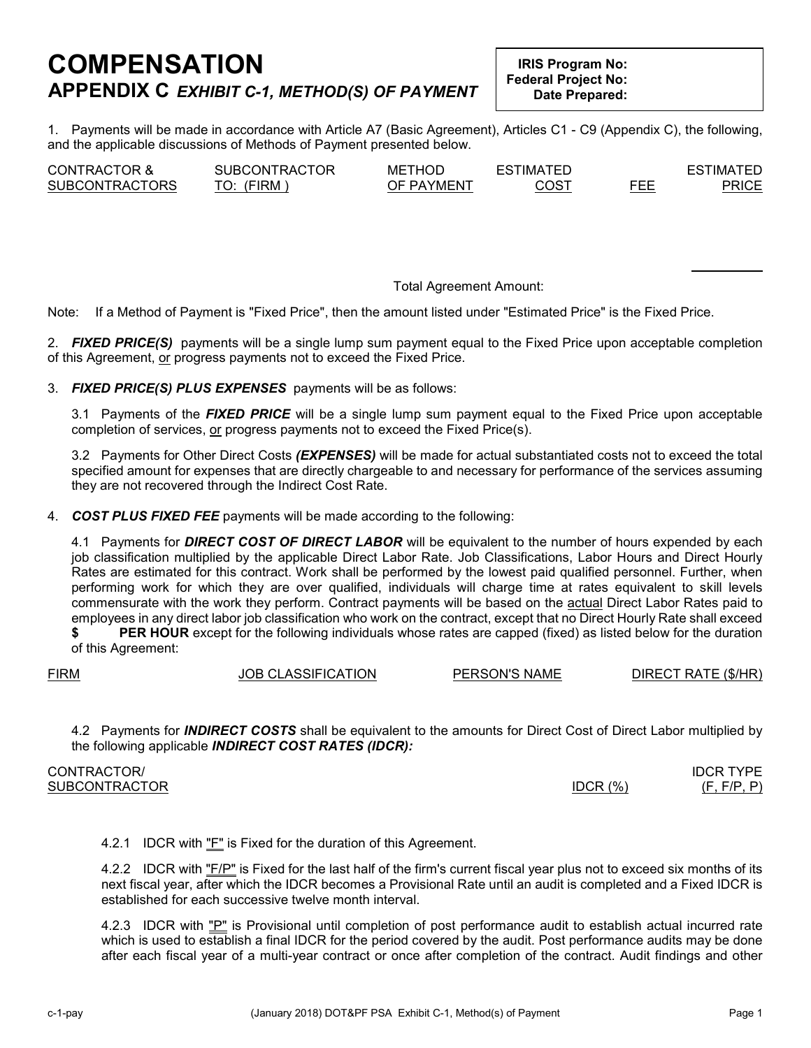# COMPENSATION

## APPENDIX C *EXHIBIT C-1, METHOD(S) OF PAYMENT*

**IRIS Program No:**
**Federal Project No:**
**Date Prepared:**

1. Payments will be made in accordance with Article A7 (Basic Agreement), Articles C1 - C9 (Appendix C), the following, and the applicable discussions of Methods of Payment presented below.

| CONTRACTOR & SUBCONTRACTORS | SUBCONTRACTOR TO: (FIRM ) | METHOD OF PAYMENT | ESTIMATED COST | FEE | ESTIMATED PRICE |
|---|---|---|---|---|---|
| | | | | | |

Total Agreement Amount:

Note: If a Method of Payment is "Fixed Price", then the amount listed under "Estimated Price" is the Fixed Price.

2. ***FIXED PRICE(S)*** payments will be a single lump sum payment equal to the Fixed Price upon acceptable completion of this Agreement, or progress payments not to exceed the Fixed Price.

3. ***FIXED PRICE(S) PLUS EXPENSES*** payments will be as follows:

   3.1 Payments of the ***FIXED PRICE*** will be a single lump sum payment equal to the Fixed Price upon acceptable completion of services, or progress payments not to exceed the Fixed Price(s).

   3.2 Payments for Other Direct Costs ***(EXPENSES)*** will be made for actual substantiated costs not to exceed the total specified amount for expenses that are directly chargeable to and necessary for performance of the services assuming they are not recovered through the Indirect Cost Rate.

4. ***COST PLUS FIXED FEE*** payments will be made according to the following:

   4.1 Payments for ***DIRECT COST OF DIRECT LABOR*** will be equivalent to the number of hours expended by each job classification multiplied by the applicable Direct Labor Rate. Job Classifications, Labor Hours and Direct Hourly Rates are estimated for this contract. Work shall be performed by the lowest paid qualified personnel. Further, when performing work for which they are over qualified, individuals will charge time at rates equivalent to skill levels commensurate with the work they perform. Contract payments will be based on the actual Direct Labor Rates paid to employees in any direct labor job classification who work on the contract, except that no Direct Hourly Rate shall exceed **$ PER HOUR** except for the following individuals whose rates are capped (fixed) as listed below for the duration of this Agreement:

| FIRM | JOB CLASSIFICATION | PERSON'S NAME | DIRECT RATE ($/HR) |
|---|---|---|---|
| | | | |

   4.2 Payments for ***INDIRECT COSTS*** shall be equivalent to the amounts for Direct Cost of Direct Labor multiplied by the following applicable ***INDIRECT COST RATES (IDCR):***

| CONTRACTOR/ SUBCONTRACTOR | IDCR (%) | IDCR TYPE (F, F/P, P) |
|---|---|---|
| | | |

      4.2.1 IDCR with "F" is Fixed for the duration of this Agreement.

      4.2.2 IDCR with "F/P" is Fixed for the last half of the firm's current fiscal year plus not to exceed six months of its next fiscal year, after which the IDCR becomes a Provisional Rate until an audit is completed and a Fixed IDCR is established for each successive twelve month interval.

      4.2.3 IDCR with "P" is Provisional until completion of post performance audit to establish actual incurred rate which is used to establish a final IDCR for the period covered by the audit. Post performance audits may be done after each fiscal year of a multi-year contract or once after completion of the contract. Audit findings and other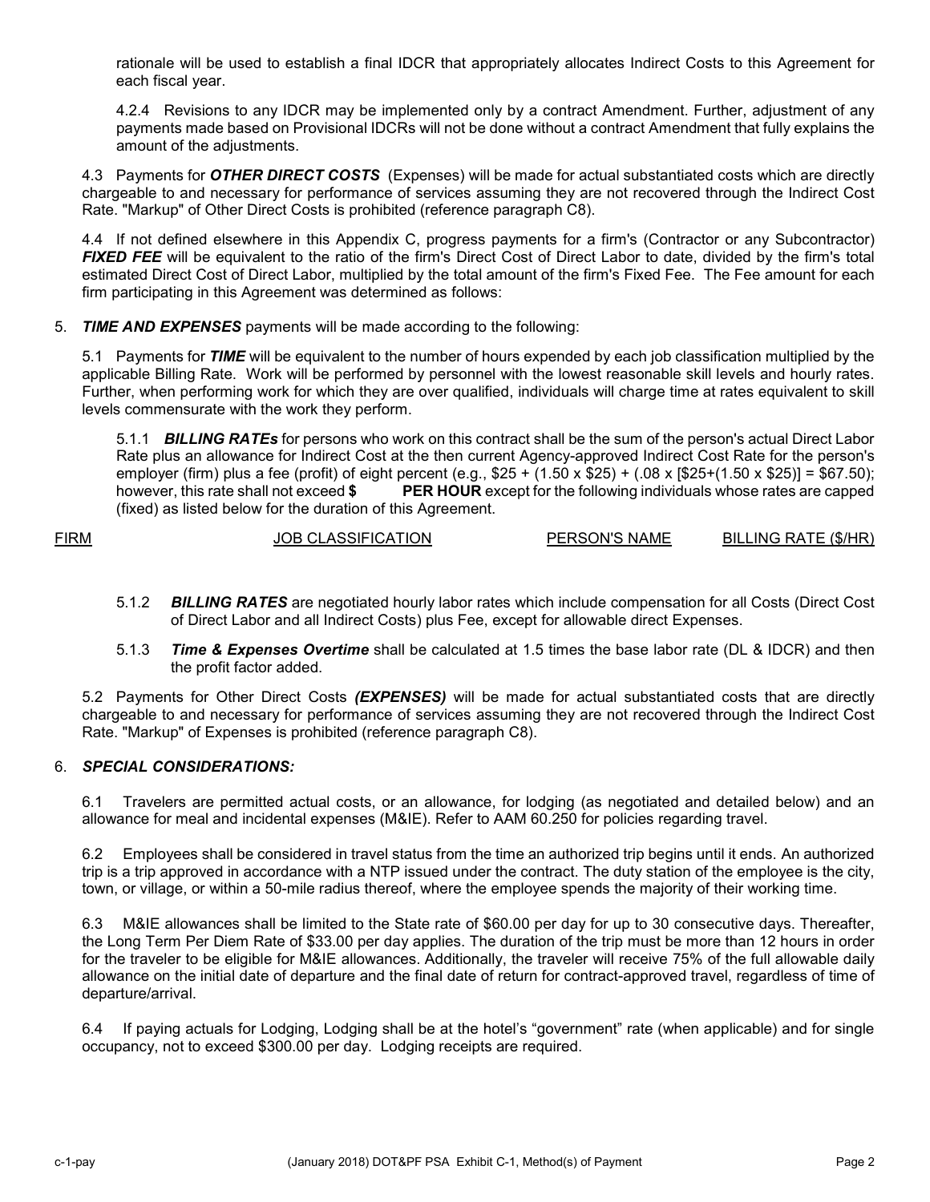rationale will be used to establish a final IDCR that appropriately allocates Indirect Costs to this Agreement for each fiscal year.

4.2.4 Revisions to any IDCR may be implemented only by a contract Amendment. Further, adjustment of any payments made based on Provisional IDCRs will not be done without a contract Amendment that fully explains the amount of the adjustments.

4.3 Payments for ***OTHER DIRECT COSTS*** (Expenses) will be made for actual substantiated costs which are directly chargeable to and necessary for performance of services assuming they are not recovered through the Indirect Cost Rate. "Markup" of Other Direct Costs is prohibited (reference paragraph C8).

4.4 If not defined elsewhere in this Appendix C, progress payments for a firm's (Contractor or any Subcontractor) ***FIXED FEE*** will be equivalent to the ratio of the firm's Direct Cost of Direct Labor to date, divided by the firm's total estimated Direct Cost of Direct Labor, multiplied by the total amount of the firm's Fixed Fee. The Fee amount for each firm participating in this Agreement was determined as follows:

5. ***TIME AND EXPENSES*** payments will be made according to the following:

5.1 Payments for ***TIME*** will be equivalent to the number of hours expended by each job classification multiplied by the applicable Billing Rate. Work will be performed by personnel with the lowest reasonable skill levels and hourly rates. Further, when performing work for which they are over qualified, individuals will charge time at rates equivalent to skill levels commensurate with the work they perform.

5.1.1 ***BILLING RATEs*** for persons who work on this contract shall be the sum of the person's actual Direct Labor Rate plus an allowance for Indirect Cost at the then current Agency-approved Indirect Cost Rate for the person's employer (firm) plus a fee (profit) of eight percent (e.g., $25 + (1.50 x $25) + (.08 x [$25+(1.50 x $25)] = $67.50); however, this rate shall not exceed **$ PER HOUR** except for the following individuals whose rates are capped (fixed) as listed below for the duration of this Agreement.

| FIRM | JOB CLASSIFICATION | PERSON'S NAME | BILLING RATE ($/HR) |
| --- | --- | --- | --- |

5.1.2 ***BILLING RATES*** are negotiated hourly labor rates which include compensation for all Costs (Direct Cost of Direct Labor and all Indirect Costs) plus Fee, except for allowable direct Expenses.

5.1.3 ***Time & Expenses Overtime*** shall be calculated at 1.5 times the base labor rate (DL & IDCR) and then the profit factor added.

5.2 Payments for Other Direct Costs ***(EXPENSES)*** will be made for actual substantiated costs that are directly chargeable to and necessary for performance of services assuming they are not recovered through the Indirect Cost Rate. "Markup" of Expenses is prohibited (reference paragraph C8).

6. ***SPECIAL CONSIDERATIONS:***

6.1 Travelers are permitted actual costs, or an allowance, for lodging (as negotiated and detailed below) and an allowance for meal and incidental expenses (M&IE). Refer to AAM 60.250 for policies regarding travel.

6.2 Employees shall be considered in travel status from the time an authorized trip begins until it ends. An authorized trip is a trip approved in accordance with a NTP issued under the contract. The duty station of the employee is the city, town, or village, or within a 50-mile radius thereof, where the employee spends the majority of their working time.

6.3 M&IE allowances shall be limited to the State rate of $60.00 per day for up to 30 consecutive days. Thereafter, the Long Term Per Diem Rate of $33.00 per day applies. The duration of the trip must be more than 12 hours in order for the traveler to be eligible for M&IE allowances. Additionally, the traveler will receive 75% of the full allowable daily allowance on the initial date of departure and the final date of return for contract-approved travel, regardless of time of departure/arrival.

6.4 If paying actuals for Lodging, Lodging shall be at the hotel's "government" rate (when applicable) and for single occupancy, not to exceed $300.00 per day. Lodging receipts are required.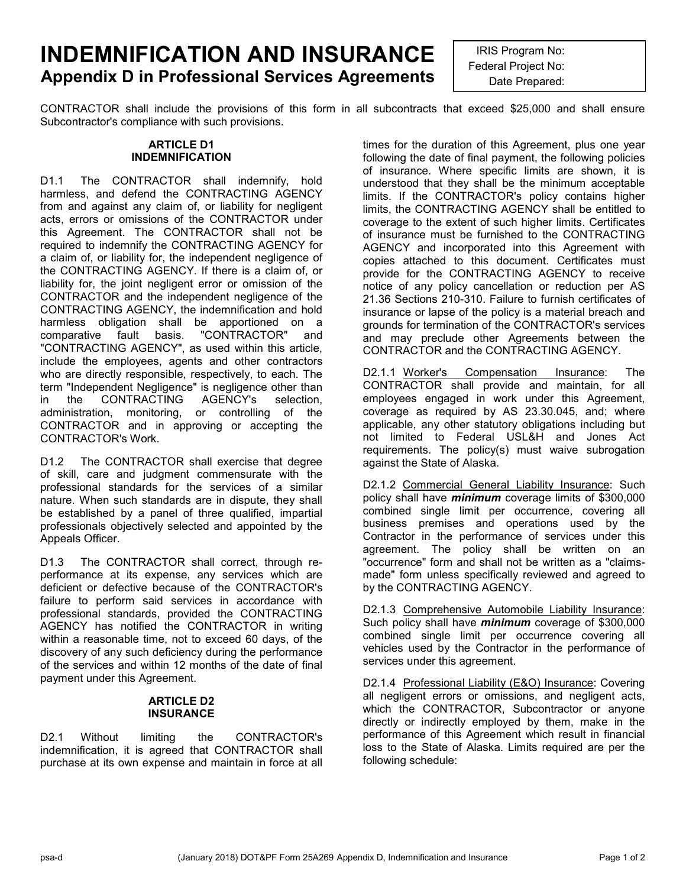# INDEMNIFICATION AND INSURANCE
## Appendix D in Professional Services Agreements

IRIS Program No:
Federal Project No:
Date Prepared:

CONTRACTOR shall include the provisions of this form in all subcontracts that exceed $25,000 and shall ensure Subcontractor's compliance with such provisions.

### ARTICLE D1
### INDEMNIFICATION

D1.1 The CONTRACTOR shall indemnify, hold harmless, and defend the CONTRACTING AGENCY from and against any claim of, or liability for negligent acts, errors or omissions of the CONTRACTOR under this Agreement. The CONTRACTOR shall not be required to indemnify the CONTRACTING AGENCY for a claim of, or liability for, the independent negligence of the CONTRACTING AGENCY. If there is a claim of, or liability for, the joint negligent error or omission of the CONTRACTOR and the independent negligence of the CONTRACTING AGENCY, the indemnification and hold harmless obligation shall be apportioned on a comparative fault basis. "CONTRACTOR" and "CONTRACTING AGENCY", as used within this article, include the employees, agents and other contractors who are directly responsible, respectively, to each. The term "Independent Negligence" is negligence other than in the CONTRACTING AGENCY's selection, administration, monitoring, or controlling of the CONTRACTOR and in approving or accepting the CONTRACTOR's Work.

D1.2 The CONTRACTOR shall exercise that degree of skill, care and judgment commensurate with the professional standards for the services of a similar nature. When such standards are in dispute, they shall be established by a panel of three qualified, impartial professionals objectively selected and appointed by the Appeals Officer.

D1.3 The CONTRACTOR shall correct, through re-performance at its expense, any services which are deficient or defective because of the CONTRACTOR's failure to perform said services in accordance with professional standards, provided the CONTRACTING AGENCY has notified the CONTRACTOR in writing within a reasonable time, not to exceed 60 days, of the discovery of any such deficiency during the performance of the services and within 12 months of the date of final payment under this Agreement.

### ARTICLE D2
### INSURANCE

D2.1 Without limiting the CONTRACTOR's indemnification, it is agreed that CONTRACTOR shall purchase at its own expense and maintain in force at all times for the duration of this Agreement, plus one year following the date of final payment, the following policies of insurance. Where specific limits are shown, it is understood that they shall be the minimum acceptable limits. If the CONTRACTOR's policy contains higher limits, the CONTRACTING AGENCY shall be entitled to coverage to the extent of such higher limits. Certificates of insurance must be furnished to the CONTRACTING AGENCY and incorporated into this Agreement with copies attached to this document. Certificates must provide for the CONTRACTING AGENCY to receive notice of any policy cancellation or reduction per AS 21.36 Sections 210-310. Failure to furnish certificates of insurance or lapse of the policy is a material breach and grounds for termination of the CONTRACTOR's services and may preclude other Agreements between the CONTRACTOR and the CONTRACTING AGENCY.

D2.1.1 Worker's Compensation Insurance: The CONTRACTOR shall provide and maintain, for all employees engaged in work under this Agreement, coverage as required by AS 23.30.045, and; where applicable, any other statutory obligations including but not limited to Federal USL&H and Jones Act requirements. The policy(s) must waive subrogation against the State of Alaska.

D2.1.2 Commercial General Liability Insurance: Such policy shall have ***minimum*** coverage limits of $300,000 combined single limit per occurrence, covering all business premises and operations used by the Contractor in the performance of services under this agreement. The policy shall be written on an "occurrence" form and shall not be written as a "claims-made" form unless specifically reviewed and agreed to by the CONTRACTING AGENCY.

D2.1.3 Comprehensive Automobile Liability Insurance: Such policy shall have ***minimum*** coverage of $300,000 combined single limit per occurrence covering all vehicles used by the Contractor in the performance of services under this agreement.

D2.1.4 Professional Liability (E&O) Insurance: Covering all negligent errors or omissions, and negligent acts, which the CONTRACTOR, Subcontractor or anyone directly or indirectly employed by them, make in the performance of this Agreement which result in financial loss to the State of Alaska. Limits required are per the following schedule: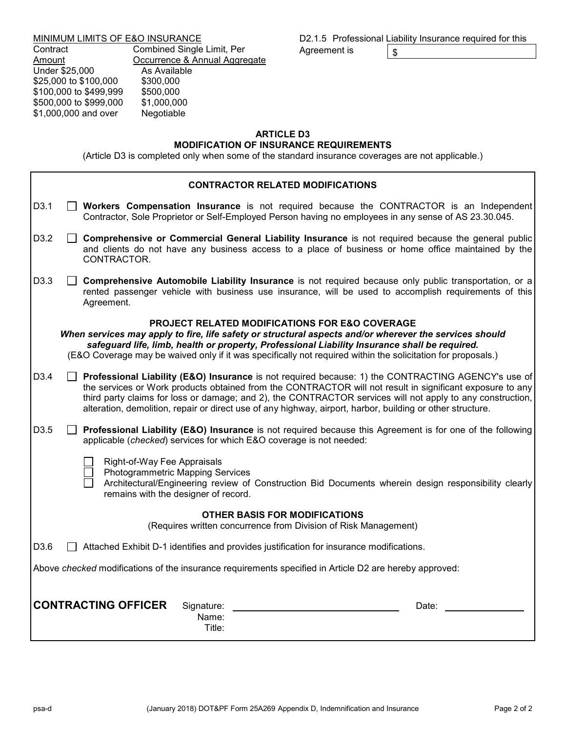MINIMUM LIMITS OF E&O INSURANCE

| Contract Amount | Combined Single Limit, Per Occurrence & Annual Aggregate |
| --- | --- |
| Under $25,000 | As Available |
| $25,000 to $100,000 | $300,000 |
| $100,000 to $499,999 | $500,000 |
| $500,000 to $999,000 | $1,000,000 |
| $1,000,000 and over | Negotiable |

D2.1.5 Professional Liability Insurance required for this Agreement is $ ______

## ARTICLE D3
## MODIFICATION OF INSURANCE REQUIREMENTS

(Article D3 is completed only when some of the standard insurance coverages are not applicable.)

### CONTRACTOR RELATED MODIFICATIONS

D3.1 ☐ **Workers Compensation Insurance** is not required because the CONTRACTOR is an Independent Contractor, Sole Proprietor or Self-Employed Person having no employees in any sense of AS 23.30.045.

D3.2 ☐ **Comprehensive or Commercial General Liability Insurance** is not required because the general public and clients do not have any business access to a place of business or home office maintained by the CONTRACTOR.

D3.3 ☐ **Comprehensive Automobile Liability Insurance** is not required because only public transportation, or a rented passenger vehicle with business use insurance, will be used to accomplish requirements of this Agreement.

### PROJECT RELATED MODIFICATIONS FOR E&O COVERAGE

***When services may apply to fire, life safety or structural aspects and/or wherever the services should safeguard life, limb, health or property, Professional Liability Insurance shall be required.***

(E&O Coverage may be waived only if it was specifically not required within the solicitation for proposals.)

D3.4 ☐ **Professional Liability (E&O) Insurance** is not required because: 1) the CONTRACTING AGENCY's use of the services or Work products obtained from the CONTRACTOR will not result in significant exposure to any third party claims for loss or damage; and 2), the CONTRACTOR services will not apply to any construction, alteration, demolition, repair or direct use of any highway, airport, harbor, building or other structure.

D3.5 ☐ **Professional Liability (E&O) Insurance** is not required because this Agreement is for one of the following applicable (*checked*) services for which E&O coverage is not needed:

- ☐ Right-of-Way Fee Appraisals
- ☐ Photogrammetric Mapping Services
- ☐ Architectural/Engineering review of Construction Bid Documents wherein design responsibility clearly remains with the designer of record.

### OTHER BASIS FOR MODIFICATIONS

(Requires written concurrence from Division of Risk Management)

D3.6 ☐ Attached Exhibit D-1 identifies and provides justification for insurance modifications.

Above *checked* modifications of the insurance requirements specified in Article D2 are hereby approved:

**CONTRACTING OFFICER** Signature: ______________________ Date: ____________

Name:

Title: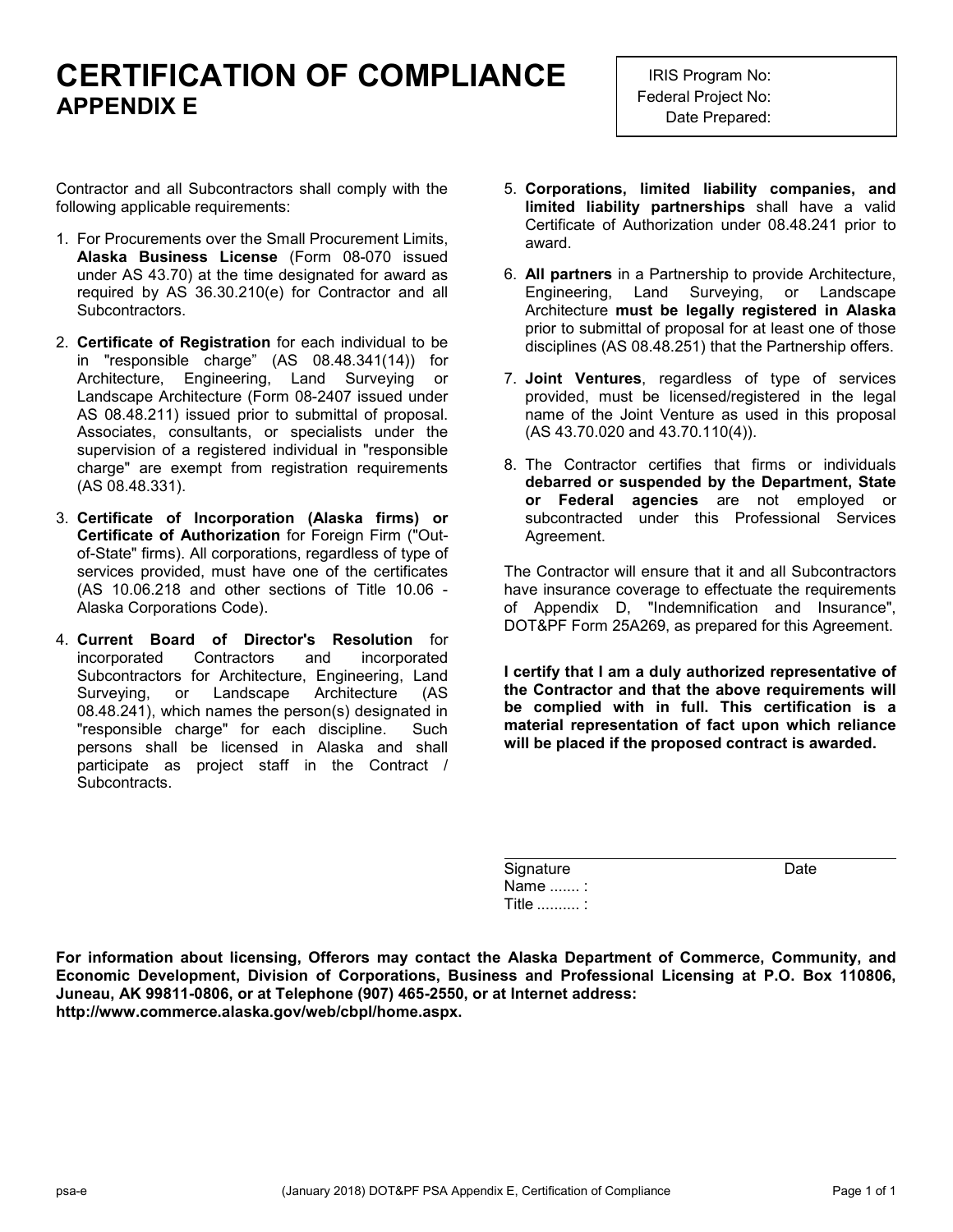# CERTIFICATION OF COMPLIANCE

## APPENDIX E

IRIS Program No:
Federal Project No:
Date Prepared:

Contractor and all Subcontractors shall comply with the following applicable requirements:

1. For Procurements over the Small Procurement Limits, **Alaska Business License** (Form 08-070 issued under AS 43.70) at the time designated for award as required by AS 36.30.210(e) for Contractor and all Subcontractors.

2. **Certificate of Registration** for each individual to be in "responsible charge" (AS 08.48.341(14)) for Architecture, Engineering, Land Surveying or Landscape Architecture (Form 08-2407 issued under AS 08.48.211) issued prior to submittal of proposal. Associates, consultants, or specialists under the supervision of a registered individual in "responsible charge" are exempt from registration requirements (AS 08.48.331).

3. **Certificate of Incorporation (Alaska firms) or Certificate of Authorization** for Foreign Firm ("Out-of-State" firms). All corporations, regardless of type of services provided, must have one of the certificates (AS 10.06.218 and other sections of Title 10.06 - Alaska Corporations Code).

4. **Current Board of Director's Resolution** for incorporated Contractors and incorporated Subcontractors for Architecture, Engineering, Land Surveying, or Landscape Architecture (AS 08.48.241), which names the person(s) designated in "responsible charge" for each discipline. Such persons shall be licensed in Alaska and shall participate as project staff in the Contract / Subcontracts.

5. **Corporations, limited liability companies, and limited liability partnerships** shall have a valid Certificate of Authorization under 08.48.241 prior to award.

6. **All partners** in a Partnership to provide Architecture, Engineering, Land Surveying, or Landscape Architecture **must be legally registered in Alaska** prior to submittal of proposal for at least one of those disciplines (AS 08.48.251) that the Partnership offers.

7. **Joint Ventures**, regardless of type of services provided, must be licensed/registered in the legal name of the Joint Venture as used in this proposal (AS 43.70.020 and 43.70.110(4)).

8. The Contractor certifies that firms or individuals **debarred or suspended by the Department, State or Federal agencies** are not employed or subcontracted under this Professional Services Agreement.

The Contractor will ensure that it and all Subcontractors have insurance coverage to effectuate the requirements of Appendix D, "Indemnification and Insurance", DOT&PF Form 25A269, as prepared for this Agreement.

**I certify that I am a duly authorized representative of the Contractor and that the above requirements will be complied with in full. This certification is a material representation of fact upon which reliance will be placed if the proposed contract is awarded.**

Signature    Date
Name ....... :
Title .......... :

**For information about licensing, Offerors may contact the Alaska Department of Commerce, Community, and Economic Development, Division of Corporations, Business and Professional Licensing at P.O. Box 110806, Juneau, AK 99811-0806, or at Telephone (907) 465-2550, or at Internet address: http://www.commerce.alaska.gov/web/cbpl/home.aspx.**